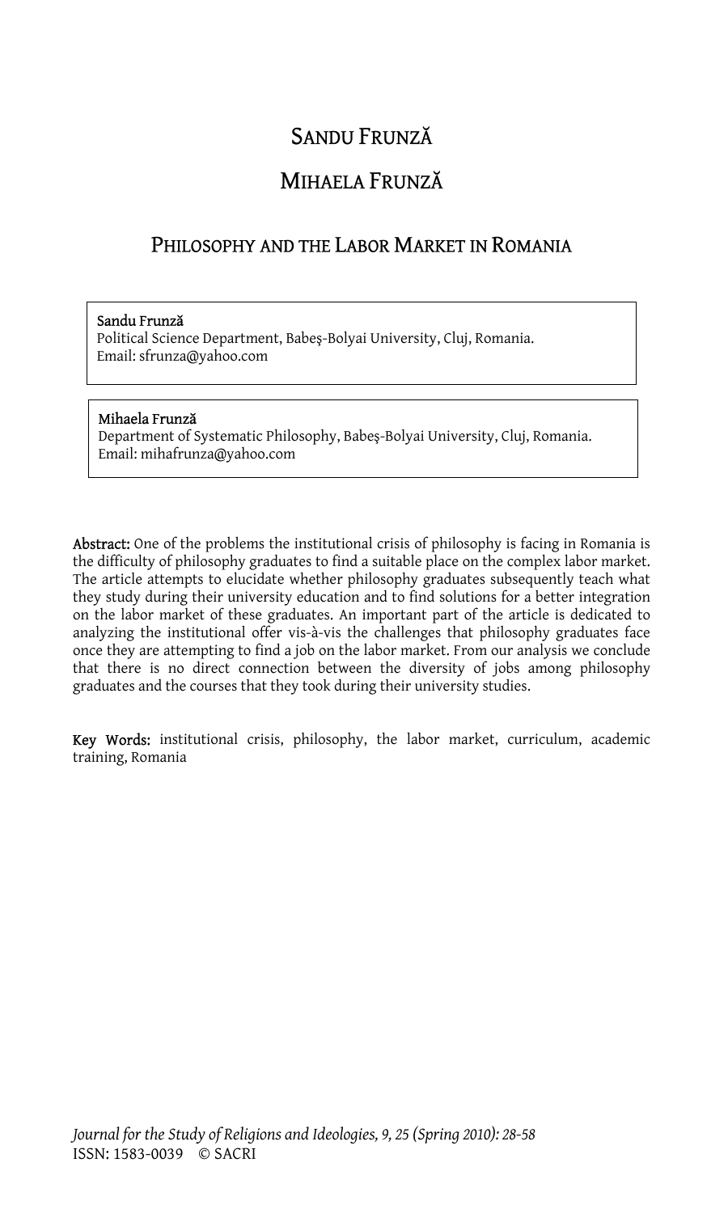SANDU FRUNZĂ

MIHAELA FRUNZĂ

# PHILOSOPHY AND THE LABOR MARKET IN ROMANIA

**Sandu Frunză**
Political Science Department, Babeş-Bolyai University, Cluj, Romania.
Email: sfrunza@yahoo.com

**Mihaela Frunză**
Department of Systematic Philosophy, Babeş-Bolyai University, Cluj, Romania.
Email: mihafrunza@yahoo.com

**Abstract:** One of the problems the institutional crisis of philosophy is facing in Romania is the difficulty of philosophy graduates to find a suitable place on the complex labor market. The article attempts to elucidate whether philosophy graduates subsequently teach what they study during their university education and to find solutions for a better integration on the labor market of these graduates. An important part of the article is dedicated to analyzing the institutional offer vis-à-vis the challenges that philosophy graduates face once they are attempting to find a job on the labor market. From our analysis we conclude that there is no direct connection between the diversity of jobs among philosophy graduates and the courses that they took during their university studies.

**Key Words:** institutional crisis, philosophy, the labor market, curriculum, academic training, Romania

*Journal for the Study of Religions and Ideologies, 9, 25 (Spring 2010): 28-58*
ISSN: 1583-0039 © SACRI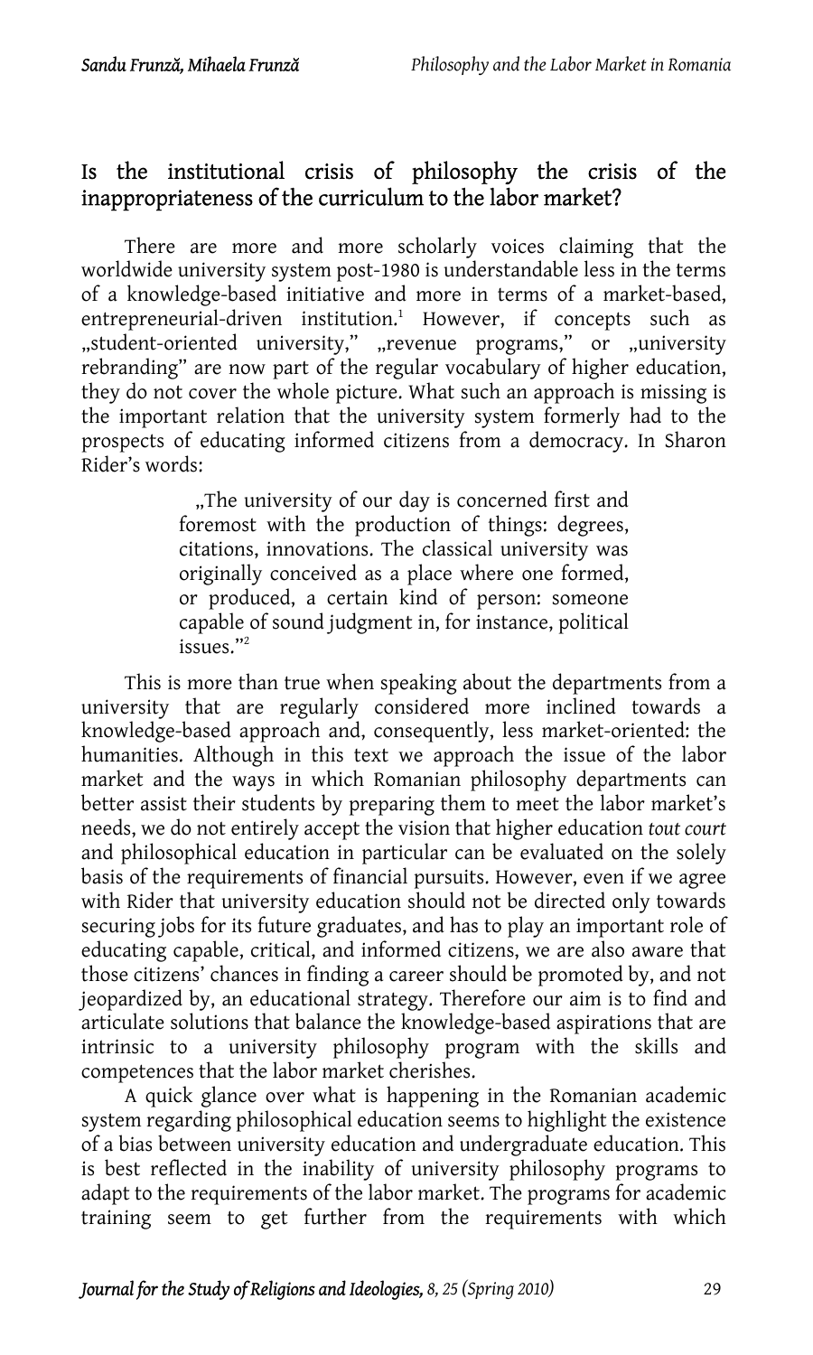## Is the institutional crisis of philosophy the crisis of the inappropriateness of the curriculum to the labor market?

There are more and more scholarly voices claiming that the worldwide university system post-1980 is understandable less in the terms of a knowledge-based initiative and more in terms of a market-based, entrepreneurial-driven institution.[1] However, if concepts such as „student-oriented university," „revenue programs," or „university rebranding" are now part of the regular vocabulary of higher education, they do not cover the whole picture. What such an approach is missing is the important relation that the university system formerly had to the prospects of educating informed citizens from a democracy. In Sharon Rider's words:

> „The university of our day is concerned first and foremost with the production of things: degrees, citations, innovations. The classical university was originally conceived as a place where one formed, or produced, a certain kind of person: someone capable of sound judgment in, for instance, political issues."[2]

This is more than true when speaking about the departments from a university that are regularly considered more inclined towards a knowledge-based approach and, consequently, less market-oriented: the humanities. Although in this text we approach the issue of the labor market and the ways in which Romanian philosophy departments can better assist their students by preparing them to meet the labor market's needs, we do not entirely accept the vision that higher education *tout court* and philosophical education in particular can be evaluated on the solely basis of the requirements of financial pursuits. However, even if we agree with Rider that university education should not be directed only towards securing jobs for its future graduates, and has to play an important role of educating capable, critical, and informed citizens, we are also aware that those citizens' chances in finding a career should be promoted by, and not jeopardized by, an educational strategy. Therefore our aim is to find and articulate solutions that balance the knowledge-based aspirations that are intrinsic to a university philosophy program with the skills and competences that the labor market cherishes.

A quick glance over what is happening in the Romanian academic system regarding philosophical education seems to highlight the existence of a bias between university education and undergraduate education. This is best reflected in the inability of university philosophy programs to adapt to the requirements of the labor market. The programs for academic training seem to get further from the requirements with which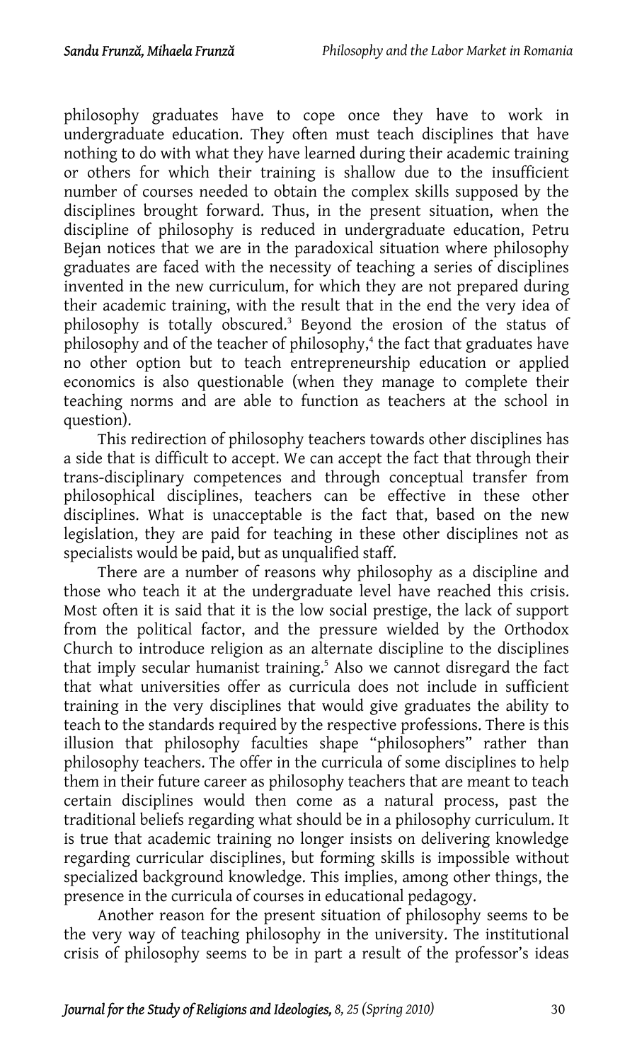philosophy graduates have to cope once they have to work in undergraduate education. They often must teach disciplines that have nothing to do with what they have learned during their academic training or others for which their training is shallow due to the insufficient number of courses needed to obtain the complex skills supposed by the disciplines brought forward. Thus, in the present situation, when the discipline of philosophy is reduced in undergraduate education, Petru Bejan notices that we are in the paradoxical situation where philosophy graduates are faced with the necessity of teaching a series of disciplines invented in the new curriculum, for which they are not prepared during their academic training, with the result that in the end the very idea of philosophy is totally obscured.[3] Beyond the erosion of the status of philosophy and of the teacher of philosophy,[4] the fact that graduates have no other option but to teach entrepreneurship education or applied economics is also questionable (when they manage to complete their teaching norms and are able to function as teachers at the school in question).

This redirection of philosophy teachers towards other disciplines has a side that is difficult to accept. We can accept the fact that through their trans-disciplinary competences and through conceptual transfer from philosophical disciplines, teachers can be effective in these other disciplines. What is unacceptable is the fact that, based on the new legislation, they are paid for teaching in these other disciplines not as specialists would be paid, but as unqualified staff.

There are a number of reasons why philosophy as a discipline and those who teach it at the undergraduate level have reached this crisis. Most often it is said that it is the low social prestige, the lack of support from the political factor, and the pressure wielded by the Orthodox Church to introduce religion as an alternate discipline to the disciplines that imply secular humanist training.[5] Also we cannot disregard the fact that what universities offer as curricula does not include in sufficient training in the very disciplines that would give graduates the ability to teach to the standards required by the respective professions. There is this illusion that philosophy faculties shape "philosophers" rather than philosophy teachers. The offer in the curricula of some disciplines to help them in their future career as philosophy teachers that are meant to teach certain disciplines would then come as a natural process, past the traditional beliefs regarding what should be in a philosophy curriculum. It is true that academic training no longer insists on delivering knowledge regarding curricular disciplines, but forming skills is impossible without specialized background knowledge. This implies, among other things, the presence in the curricula of courses in educational pedagogy.

Another reason for the present situation of philosophy seems to be the very way of teaching philosophy in the university. The institutional crisis of philosophy seems to be in part a result of the professor's ideas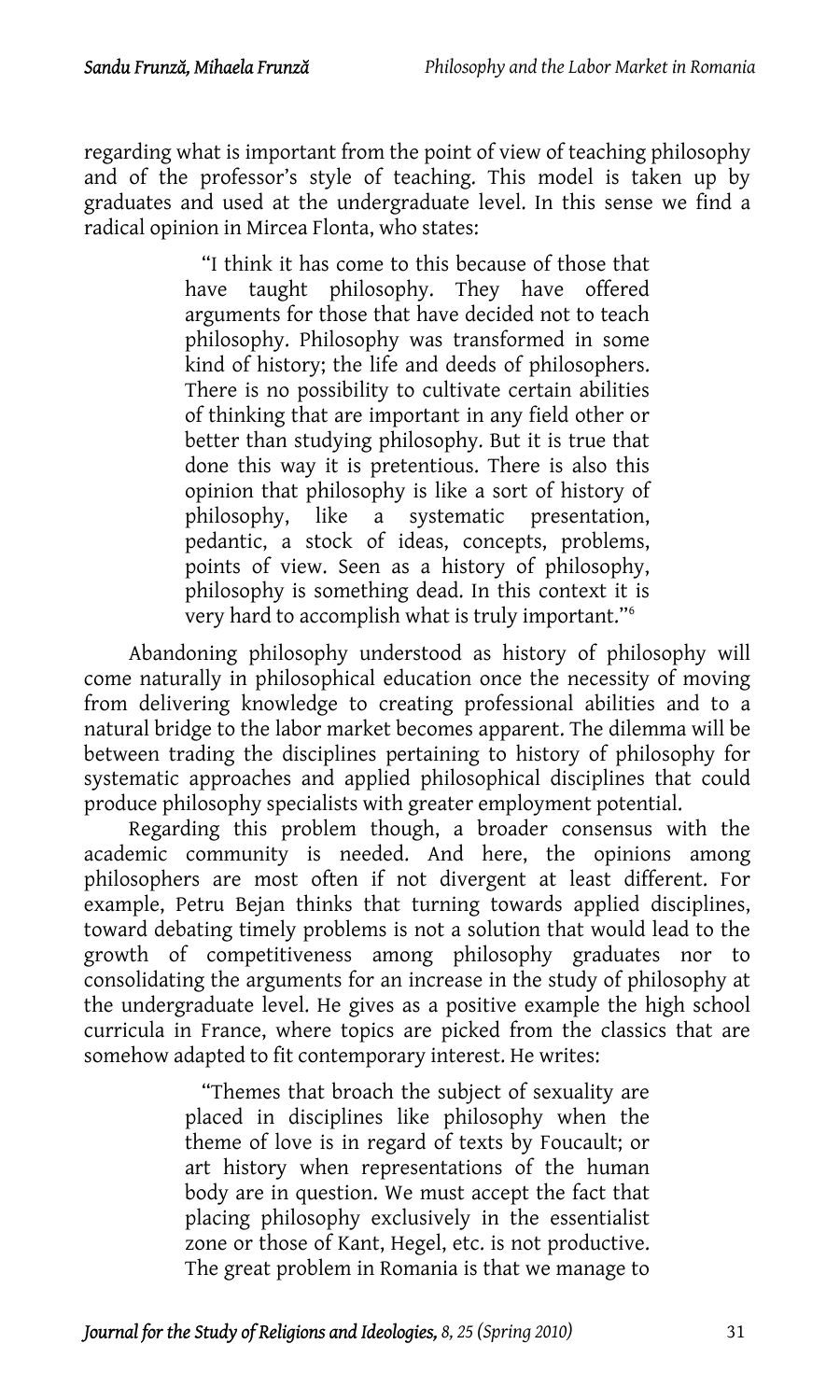regarding what is important from the point of view of teaching philosophy and of the professor's style of teaching. This model is taken up by graduates and used at the undergraduate level. In this sense we find a radical opinion in Mircea Flonta, who states:

> "I think it has come to this because of those that have taught philosophy. They have offered arguments for those that have decided not to teach philosophy. Philosophy was transformed in some kind of history; the life and deeds of philosophers. There is no possibility to cultivate certain abilities of thinking that are important in any field other or better than studying philosophy. But it is true that done this way it is pretentious. There is also this opinion that philosophy is like a sort of history of philosophy, like a systematic presentation, pedantic, a stock of ideas, concepts, problems, points of view. Seen as a history of philosophy, philosophy is something dead. In this context it is very hard to accomplish what is truly important."[6]

Abandoning philosophy understood as history of philosophy will come naturally in philosophical education once the necessity of moving from delivering knowledge to creating professional abilities and to a natural bridge to the labor market becomes apparent. The dilemma will be between trading the disciplines pertaining to history of philosophy for systematic approaches and applied philosophical disciplines that could produce philosophy specialists with greater employment potential.

Regarding this problem though, a broader consensus with the academic community is needed. And here, the opinions among philosophers are most often if not divergent at least different. For example, Petru Bejan thinks that turning towards applied disciplines, toward debating timely problems is not a solution that would lead to the growth of competitiveness among philosophy graduates nor to consolidating the arguments for an increase in the study of philosophy at the undergraduate level. He gives as a positive example the high school curricula in France, where topics are picked from the classics that are somehow adapted to fit contemporary interest. He writes:

> "Themes that broach the subject of sexuality are placed in disciplines like philosophy when the theme of love is in regard of texts by Foucault; or art history when representations of the human body are in question. We must accept the fact that placing philosophy exclusively in the essentialist zone or those of Kant, Hegel, etc. is not productive. The great problem in Romania is that we manage to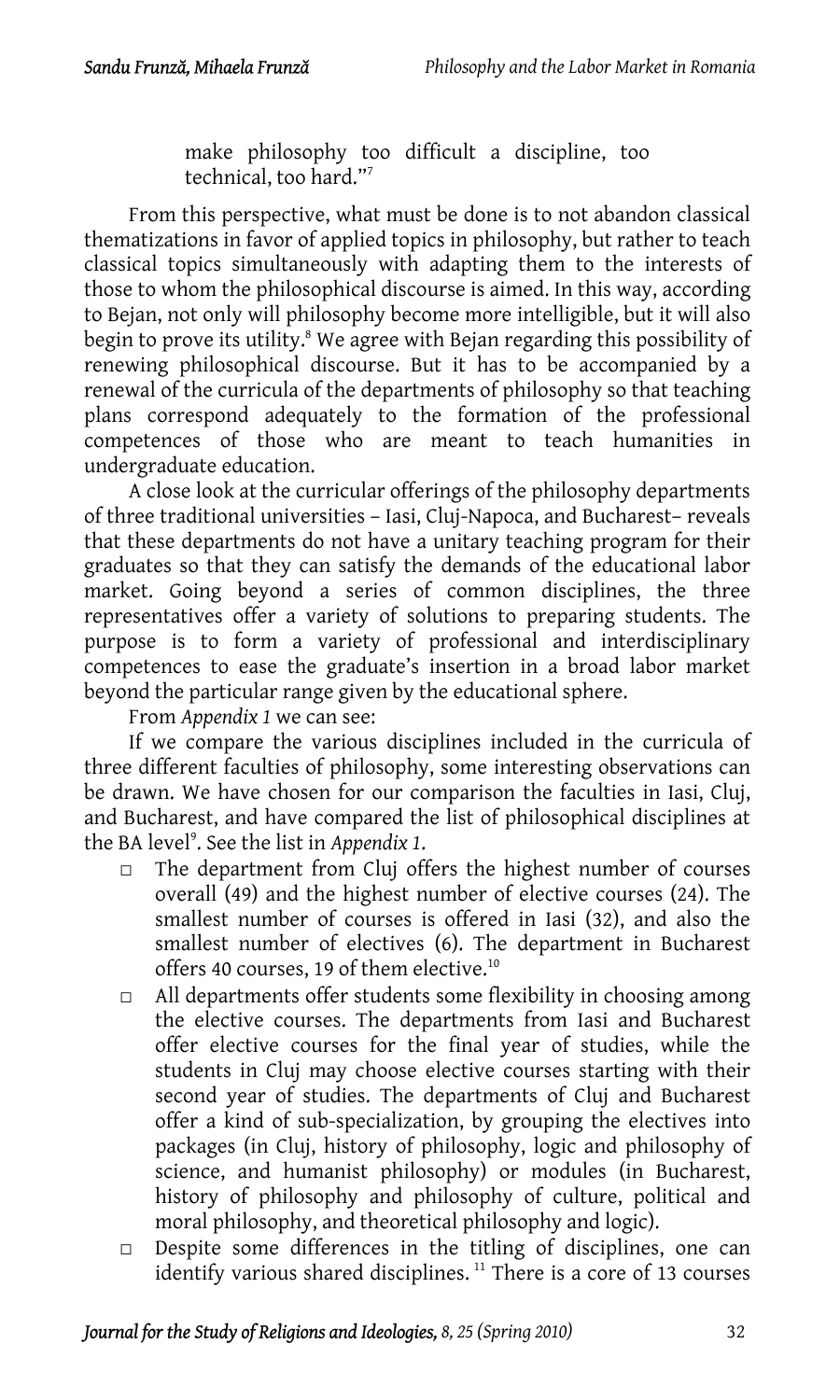make philosophy too difficult a discipline, too technical, too hard."[7]

From this perspective, what must be done is to not abandon classical thematizations in favor of applied topics in philosophy, but rather to teach classical topics simultaneously with adapting them to the interests of those to whom the philosophical discourse is aimed. In this way, according to Bejan, not only will philosophy become more intelligible, but it will also begin to prove its utility.[8] We agree with Bejan regarding this possibility of renewing philosophical discourse. But it has to be accompanied by a renewal of the curricula of the departments of philosophy so that teaching plans correspond adequately to the formation of the professional competences of those who are meant to teach humanities in undergraduate education.

A close look at the curricular offerings of the philosophy departments of three traditional universities – Iasi, Cluj-Napoca, and Bucharest– reveals that these departments do not have a unitary teaching program for their graduates so that they can satisfy the demands of the educational labor market. Going beyond a series of common disciplines, the three representatives offer a variety of solutions to preparing students. The purpose is to form a variety of professional and interdisciplinary competences to ease the graduate's insertion in a broad labor market beyond the particular range given by the educational sphere.

From *Appendix 1* we can see:

If we compare the various disciplines included in the curricula of three different faculties of philosophy, some interesting observations can be drawn. We have chosen for our comparison the faculties in Iasi, Cluj, and Bucharest, and have compared the list of philosophical disciplines at the BA level[9]. See the list in *Appendix 1*.

- The department from Cluj offers the highest number of courses overall (49) and the highest number of elective courses (24). The smallest number of courses is offered in Iasi (32), and also the smallest number of electives (6). The department in Bucharest offers 40 courses, 19 of them elective.[10]
- All departments offer students some flexibility in choosing among the elective courses. The departments from Iasi and Bucharest offer elective courses for the final year of studies, while the students in Cluj may choose elective courses starting with their second year of studies. The departments of Cluj and Bucharest offer a kind of sub-specialization, by grouping the electives into packages (in Cluj, history of philosophy, logic and philosophy of science, and humanist philosophy) or modules (in Bucharest, history of philosophy and philosophy of culture, political and moral philosophy, and theoretical philosophy and logic).
- Despite some differences in the titling of disciplines, one can identify various shared disciplines. [11] There is a core of 13 courses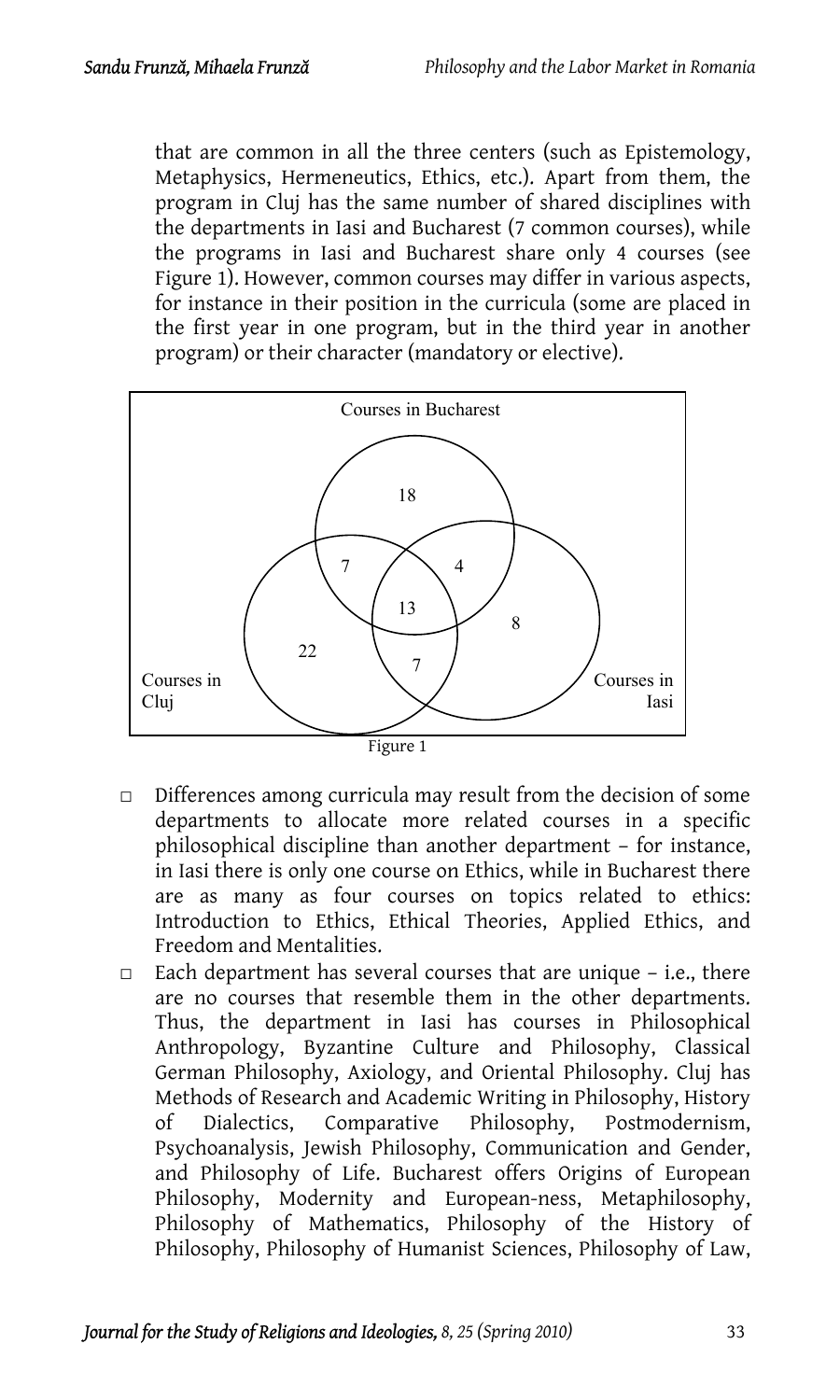that are common in all the three centers (such as Epistemology, Metaphysics, Hermeneutics, Ethics, etc.). Apart from them, the program in Cluj has the same number of shared disciplines with the departments in Iasi and Bucharest (7 common courses), while the programs in Iasi and Bucharest share only 4 courses (see Figure 1). However, common courses may differ in various aspects, for instance in their position in the curricula (some are placed in the first year in one program, but in the third year in another program) or their character (mandatory or elective).

Courses in Bucharest

18

7 4

13

8

22

7

Courses in Cluj

Courses in Iasi

Figure 1

- Differences among curricula may result from the decision of some departments to allocate more related courses in a specific philosophical discipline than another department – for instance, in Iasi there is only one course on Ethics, while in Bucharest there are as many as four courses on topics related to ethics: Introduction to Ethics, Ethical Theories, Applied Ethics, and Freedom and Mentalities.
- Each department has several courses that are unique – i.e., there are no courses that resemble them in the other departments. Thus, the department in Iasi has courses in Philosophical Anthropology, Byzantine Culture and Philosophy, Classical German Philosophy, Axiology, and Oriental Philosophy. Cluj has Methods of Research and Academic Writing in Philosophy, History of Dialectics, Comparative Philosophy, Postmodernism, Psychoanalysis, Jewish Philosophy, Communication and Gender, and Philosophy of Life. Bucharest offers Origins of European Philosophy, Modernity and European-ness, Metaphilosophy, Philosophy of Mathematics, Philosophy of the History of Philosophy, Philosophy of Humanist Sciences, Philosophy of Law,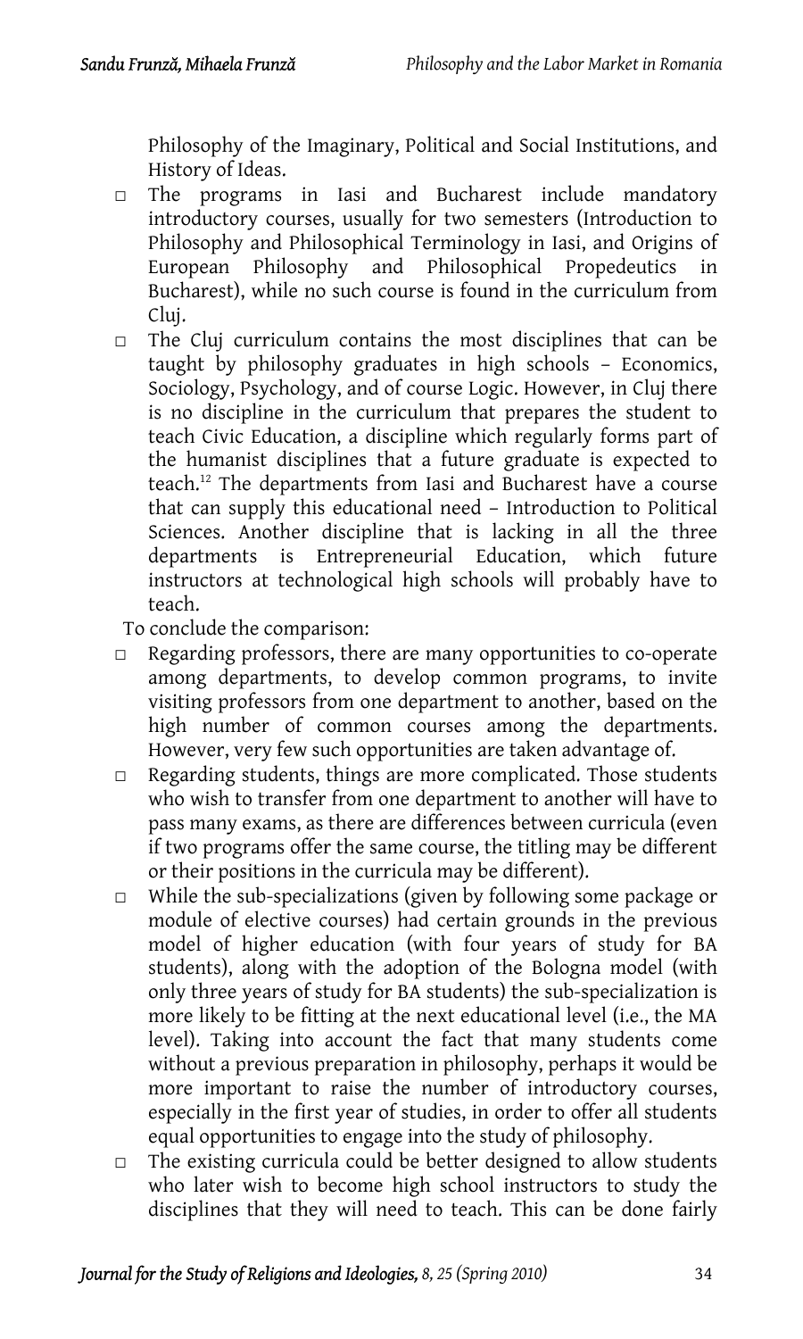Philosophy of the Imaginary, Political and Social Institutions, and History of Ideas.

- The programs in Iasi and Bucharest include mandatory introductory courses, usually for two semesters (Introduction to Philosophy and Philosophical Terminology in Iasi, and Origins of European Philosophy and Philosophical Propedeutics in Bucharest), while no such course is found in the curriculum from Cluj.
- The Cluj curriculum contains the most disciplines that can be taught by philosophy graduates in high schools – Economics, Sociology, Psychology, and of course Logic. However, in Cluj there is no discipline in the curriculum that prepares the student to teach Civic Education, a discipline which regularly forms part of the humanist disciplines that a future graduate is expected to teach.[12] The departments from Iasi and Bucharest have a course that can supply this educational need – Introduction to Political Sciences. Another discipline that is lacking in all the three departments is Entrepreneurial Education, which future instructors at technological high schools will probably have to teach.

To conclude the comparison:

- Regarding professors, there are many opportunities to co-operate among departments, to develop common programs, to invite visiting professors from one department to another, based on the high number of common courses among the departments. However, very few such opportunities are taken advantage of.
- Regarding students, things are more complicated. Those students who wish to transfer from one department to another will have to pass many exams, as there are differences between curricula (even if two programs offer the same course, the titling may be different or their positions in the curricula may be different).
- While the sub-specializations (given by following some package or module of elective courses) had certain grounds in the previous model of higher education (with four years of study for BA students), along with the adoption of the Bologna model (with only three years of study for BA students) the sub-specialization is more likely to be fitting at the next educational level (i.e., the MA level). Taking into account the fact that many students come without a previous preparation in philosophy, perhaps it would be more important to raise the number of introductory courses, especially in the first year of studies, in order to offer all students equal opportunities to engage into the study of philosophy.
- The existing curricula could be better designed to allow students who later wish to become high school instructors to study the disciplines that they will need to teach. This can be done fairly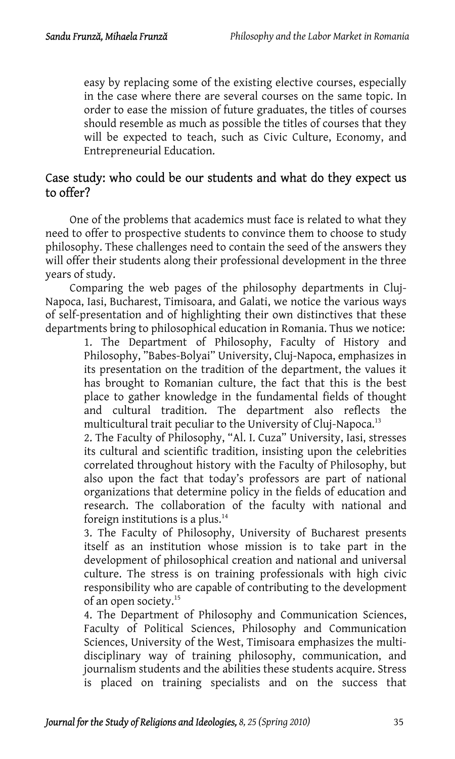easy by replacing some of the existing elective courses, especially in the case where there are several courses on the same topic. In order to ease the mission of future graduates, the titles of courses should resemble as much as possible the titles of courses that they will be expected to teach, such as Civic Culture, Economy, and Entrepreneurial Education.

## Case study: who could be our students and what do they expect us to offer?

One of the problems that academics must face is related to what they need to offer to prospective students to convince them to choose to study philosophy. These challenges need to contain the seed of the answers they will offer their students along their professional development in the three years of study.

Comparing the web pages of the philosophy departments in Cluj-Napoca, Iasi, Bucharest, Timisoara, and Galati, we notice the various ways of self-presentation and of highlighting their own distinctives that these departments bring to philosophical education in Romania. Thus we notice:

1. The Department of Philosophy, Faculty of History and Philosophy, "Babes-Bolyai" University, Cluj-Napoca, emphasizes in its presentation on the tradition of the department, the values it has brought to Romanian culture, the fact that this is the best place to gather knowledge in the fundamental fields of thought and cultural tradition. The department also reflects the multicultural trait peculiar to the University of Cluj-Napoca.[13]
2. The Faculty of Philosophy, "Al. I. Cuza" University, Iasi, stresses its cultural and scientific tradition, insisting upon the celebrities correlated throughout history with the Faculty of Philosophy, but also upon the fact that today's professors are part of national organizations that determine policy in the fields of education and research. The collaboration of the faculty with national and foreign institutions is a plus.[14]
3. The Faculty of Philosophy, University of Bucharest presents itself as an institution whose mission is to take part in the development of philosophical creation and national and universal culture. The stress is on training professionals with high civic responsibility who are capable of contributing to the development of an open society.[15]
4. The Department of Philosophy and Communication Sciences, Faculty of Political Sciences, Philosophy and Communication Sciences, University of the West, Timisoara emphasizes the multi-disciplinary way of training philosophy, communication, and journalism students and the abilities these students acquire. Stress is placed on training specialists and on the success that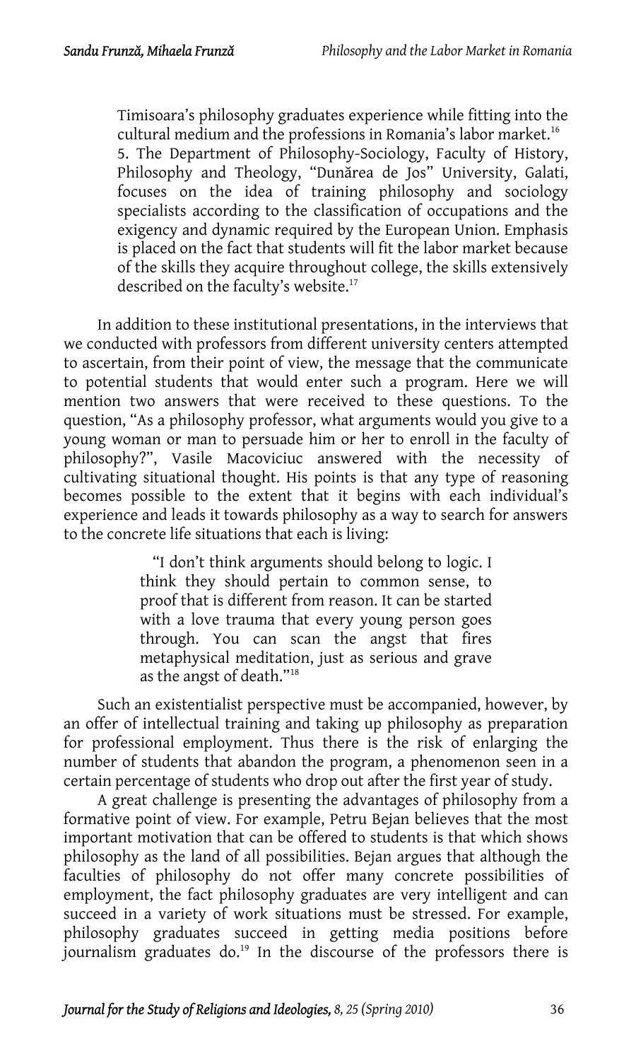Timisoara's philosophy graduates experience while fitting into the cultural medium and the professions in Romania's labor market.[16]

5. The Department of Philosophy-Sociology, Faculty of History, Philosophy and Theology, "Dunărea de Jos" University, Galati, focuses on the idea of training philosophy and sociology specialists according to the classification of occupations and the exigency and dynamic required by the European Union. Emphasis is placed on the fact that students will fit the labor market because of the skills they acquire throughout college, the skills extensively described on the faculty's website.[17]

In addition to these institutional presentations, in the interviews that we conducted with professors from different university centers attempted to ascertain, from their point of view, the message that the communicate to potential students that would enter such a program. Here we will mention two answers that were received to these questions. To the question, "As a philosophy professor, what arguments would you give to a young woman or man to persuade him or her to enroll in the faculty of philosophy?", Vasile Macoviciuc answered with the necessity of cultivating situational thought. His points is that any type of reasoning becomes possible to the extent that it begins with each individual's experience and leads it towards philosophy as a way to search for answers to the concrete life situations that each is living:

> "I don't think arguments should belong to logic. I think they should pertain to common sense, to proof that is different from reason. It can be started with a love trauma that every young person goes through. You can scan the angst that fires metaphysical meditation, just as serious and grave as the angst of death."[18]

Such an existentialist perspective must be accompanied, however, by an offer of intellectual training and taking up philosophy as preparation for professional employment. Thus there is the risk of enlarging the number of students that abandon the program, a phenomenon seen in a certain percentage of students who drop out after the first year of study.

A great challenge is presenting the advantages of philosophy from a formative point of view. For example, Petru Bejan believes that the most important motivation that can be offered to students is that which shows philosophy as the land of all possibilities. Bejan argues that although the faculties of philosophy do not offer many concrete possibilities of employment, the fact philosophy graduates are very intelligent and can succeed in a variety of work situations must be stressed. For example, philosophy graduates succeed in getting media positions before journalism graduates do.[19] In the discourse of the professors there is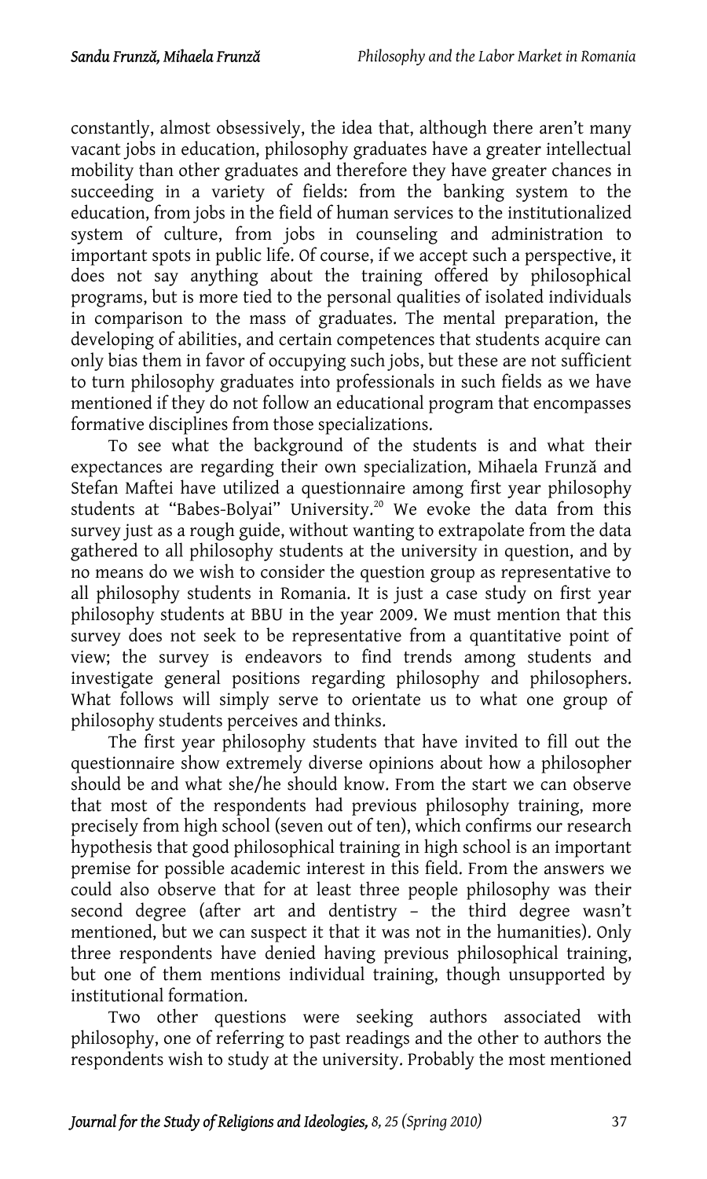constantly, almost obsessively, the idea that, although there aren't many vacant jobs in education, philosophy graduates have a greater intellectual mobility than other graduates and therefore they have greater chances in succeeding in a variety of fields: from the banking system to the education, from jobs in the field of human services to the institutionalized system of culture, from jobs in counseling and administration to important spots in public life. Of course, if we accept such a perspective, it does not say anything about the training offered by philosophical programs, but is more tied to the personal qualities of isolated individuals in comparison to the mass of graduates. The mental preparation, the developing of abilities, and certain competences that students acquire can only bias them in favor of occupying such jobs, but these are not sufficient to turn philosophy graduates into professionals in such fields as we have mentioned if they do not follow an educational program that encompasses formative disciplines from those specializations.

To see what the background of the students is and what their expectances are regarding their own specialization, Mihaela Frunză and Stefan Maftei have utilized a questionnaire among first year philosophy students at "Babes-Bolyai" University.[20] We evoke the data from this survey just as a rough guide, without wanting to extrapolate from the data gathered to all philosophy students at the university in question, and by no means do we wish to consider the question group as representative to all philosophy students in Romania. It is just a case study on first year philosophy students at BBU in the year 2009. We must mention that this survey does not seek to be representative from a quantitative point of view; the survey is endeavors to find trends among students and investigate general positions regarding philosophy and philosophers. What follows will simply serve to orientate us to what one group of philosophy students perceives and thinks.

The first year philosophy students that have invited to fill out the questionnaire show extremely diverse opinions about how a philosopher should be and what she/he should know. From the start we can observe that most of the respondents had previous philosophy training, more precisely from high school (seven out of ten), which confirms our research hypothesis that good philosophical training in high school is an important premise for possible academic interest in this field. From the answers we could also observe that for at least three people philosophy was their second degree (after art and dentistry – the third degree wasn't mentioned, but we can suspect it that it was not in the humanities). Only three respondents have denied having previous philosophical training, but one of them mentions individual training, though unsupported by institutional formation.

Two other questions were seeking authors associated with philosophy, one of referring to past readings and the other to authors the respondents wish to study at the university. Probably the most mentioned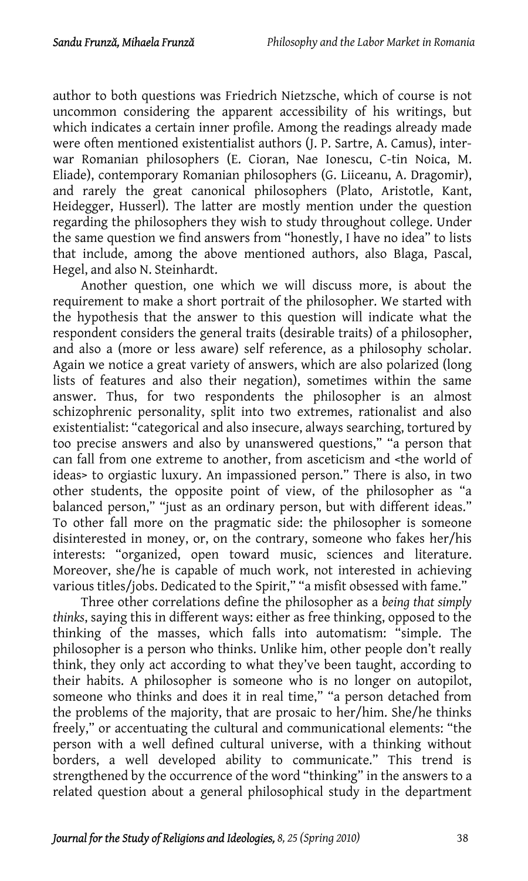author to both questions was Friedrich Nietzsche, which of course is not uncommon considering the apparent accessibility of his writings, but which indicates a certain inner profile. Among the readings already made were often mentioned existentialist authors (J. P. Sartre, A. Camus), inter-war Romanian philosophers (E. Cioran, Nae Ionescu, C-tin Noica, M. Eliade), contemporary Romanian philosophers (G. Liiceanu, A. Dragomir), and rarely the great canonical philosophers (Plato, Aristotle, Kant, Heidegger, Husserl). The latter are mostly mention under the question regarding the philosophers they wish to study throughout college. Under the same question we find answers from "honestly, I have no idea" to lists that include, among the above mentioned authors, also Blaga, Pascal, Hegel, and also N. Steinhardt.

Another question, one which we will discuss more, is about the requirement to make a short portrait of the philosopher. We started with the hypothesis that the answer to this question will indicate what the respondent considers the general traits (desirable traits) of a philosopher, and also a (more or less aware) self reference, as a philosophy scholar. Again we notice a great variety of answers, which are also polarized (long lists of features and also their negation), sometimes within the same answer. Thus, for two respondents the philosopher is an almost schizophrenic personality, split into two extremes, rationalist and also existentialist: "categorical and also insecure, always searching, tortured by too precise answers and also by unanswered questions," "a person that can fall from one extreme to another, from asceticism and <the world of ideas> to orgiastic luxury. An impassioned person." There is also, in two other students, the opposite point of view, of the philosopher as "a balanced person," "just as an ordinary person, but with different ideas." To other fall more on the pragmatic side: the philosopher is someone disinterested in money, or, on the contrary, someone who fakes her/his interests: "organized, open toward music, sciences and literature. Moreover, she/he is capable of much work, not interested in achieving various titles/jobs. Dedicated to the Spirit," "a misfit obsessed with fame."

Three other correlations define the philosopher as a *being that simply thinks*, saying this in different ways: either as free thinking, opposed to the thinking of the masses, which falls into automatism: "simple. The philosopher is a person who thinks. Unlike him, other people don't really think, they only act according to what they've been taught, according to their habits. A philosopher is someone who is no longer on autopilot, someone who thinks and does it in real time," "a person detached from the problems of the majority, that are prosaic to her/him. She/he thinks freely," or accentuating the cultural and communicational elements: "the person with a well defined cultural universe, with a thinking without borders, a well developed ability to communicate." This trend is strengthened by the occurrence of the word "thinking" in the answers to a related question about a general philosophical study in the department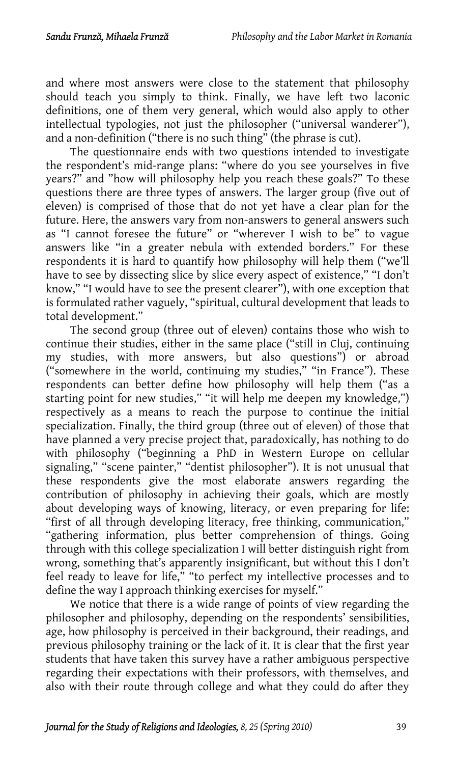and where most answers were close to the statement that philosophy should teach you simply to think. Finally, we have left two laconic definitions, one of them very general, which would also apply to other intellectual typologies, not just the philosopher ("universal wanderer"), and a non-definition ("there is no such thing" (the phrase is cut).

The questionnaire ends with two questions intended to investigate the respondent's mid-range plans: "where do you see yourselves in five years?" and "how will philosophy help you reach these goals?" To these questions there are three types of answers. The larger group (five out of eleven) is comprised of those that do not yet have a clear plan for the future. Here, the answers vary from non-answers to general answers such as "I cannot foresee the future" or "wherever I wish to be" to vague answers like "in a greater nebula with extended borders." For these respondents it is hard to quantify how philosophy will help them ("we'll have to see by dissecting slice by slice every aspect of existence," "I don't know," "I would have to see the present clearer"), with one exception that is formulated rather vaguely, "spiritual, cultural development that leads to total development."

The second group (three out of eleven) contains those who wish to continue their studies, either in the same place ("still in Cluj, continuing my studies, with more answers, but also questions") or abroad ("somewhere in the world, continuing my studies," "in France"). These respondents can better define how philosophy will help them ("as a starting point for new studies," "it will help me deepen my knowledge,") respectively as a means to reach the purpose to continue the initial specialization. Finally, the third group (three out of eleven) of those that have planned a very precise project that, paradoxically, has nothing to do with philosophy ("beginning a PhD in Western Europe on cellular signaling," "scene painter," "dentist philosopher"). It is not unusual that these respondents give the most elaborate answers regarding the contribution of philosophy in achieving their goals, which are mostly about developing ways of knowing, literacy, or even preparing for life: "first of all through developing literacy, free thinking, communication," "gathering information, plus better comprehension of things. Going through with this college specialization I will better distinguish right from wrong, something that's apparently insignificant, but without this I don't feel ready to leave for life," "to perfect my intellective processes and to define the way I approach thinking exercises for myself."

We notice that there is a wide range of points of view regarding the philosopher and philosophy, depending on the respondents' sensibilities, age, how philosophy is perceived in their background, their readings, and previous philosophy training or the lack of it. It is clear that the first year students that have taken this survey have a rather ambiguous perspective regarding their expectations with their professors, with themselves, and also with their route through college and what they could do after they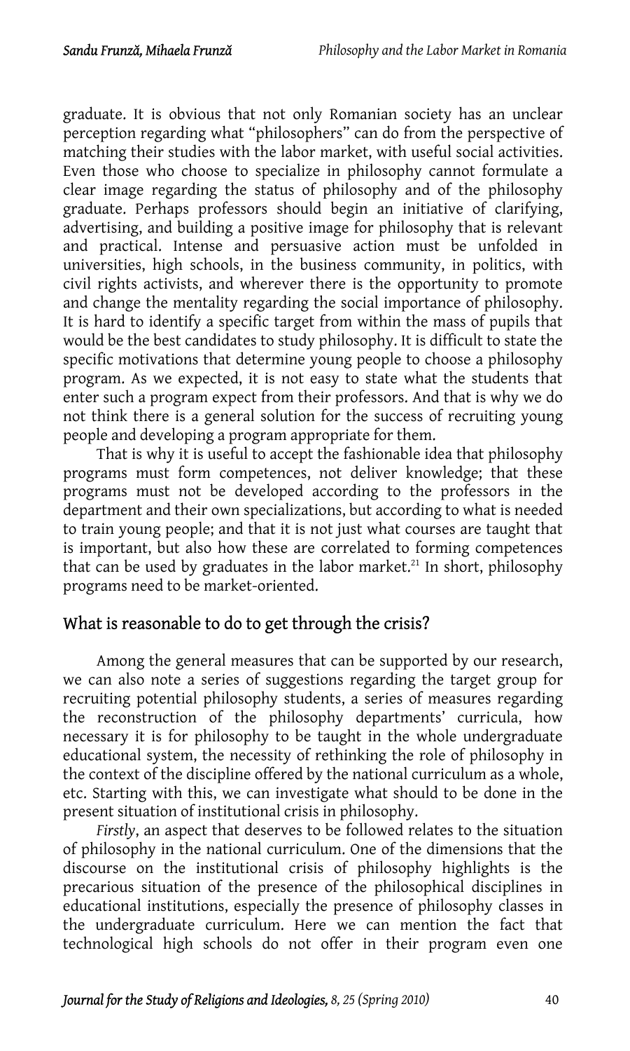graduate. It is obvious that not only Romanian society has an unclear perception regarding what "philosophers" can do from the perspective of matching their studies with the labor market, with useful social activities. Even those who choose to specialize in philosophy cannot formulate a clear image regarding the status of philosophy and of the philosophy graduate. Perhaps professors should begin an initiative of clarifying, advertising, and building a positive image for philosophy that is relevant and practical. Intense and persuasive action must be unfolded in universities, high schools, in the business community, in politics, with civil rights activists, and wherever there is the opportunity to promote and change the mentality regarding the social importance of philosophy. It is hard to identify a specific target from within the mass of pupils that would be the best candidates to study philosophy. It is difficult to state the specific motivations that determine young people to choose a philosophy program. As we expected, it is not easy to state what the students that enter such a program expect from their professors. And that is why we do not think there is a general solution for the success of recruiting young people and developing a program appropriate for them.

That is why it is useful to accept the fashionable idea that philosophy programs must form competences, not deliver knowledge; that these programs must not be developed according to the professors in the department and their own specializations, but according to what is needed to train young people; and that it is not just what courses are taught that is important, but also how these are correlated to forming competences that can be used by graduates in the labor market.[21] In short, philosophy programs need to be market-oriented.

## What is reasonable to do to get through the crisis?

Among the general measures that can be supported by our research, we can also note a series of suggestions regarding the target group for recruiting potential philosophy students, a series of measures regarding the reconstruction of the philosophy departments' curricula, how necessary it is for philosophy to be taught in the whole undergraduate educational system, the necessity of rethinking the role of philosophy in the context of the discipline offered by the national curriculum as a whole, etc. Starting with this, we can investigate what should to be done in the present situation of institutional crisis in philosophy.

*Firstly*, an aspect that deserves to be followed relates to the situation of philosophy in the national curriculum. One of the dimensions that the discourse on the institutional crisis of philosophy highlights is the precarious situation of the presence of the philosophical disciplines in educational institutions, especially the presence of philosophy classes in the undergraduate curriculum. Here we can mention the fact that technological high schools do not offer in their program even one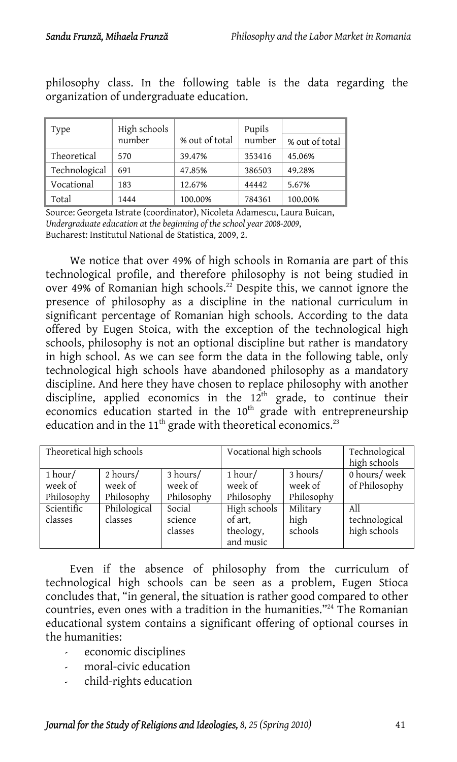philosophy class. In the following table is the data regarding the organization of undergraduate education.

| Type | High schools number | % out of total | Pupils number | % out of total |
|---|---|---|---|---|
| Theoretical | 570 | 39.47% | 353416 | 45.06% |
| Technological | 691 | 47.85% | 386503 | 49.28% |
| Vocational | 183 | 12.67% | 44442 | 5.67% |
| Total | 1444 | 100.00% | 784361 | 100.00% |

Source: Georgeta Istrate (coordinator), Nicoleta Adamescu, Laura Buican, *Undergraduate education at the beginning of the school year 2008-2009*, Bucharest: Institutul National de Statistica, 2009, 2.

We notice that over 49% of high schools in Romania are part of this technological profile, and therefore philosophy is not being studied in over 49% of Romanian high schools.[22] Despite this, we cannot ignore the presence of philosophy as a discipline in the national curriculum in significant percentage of Romanian high schools. According to the data offered by Eugen Stoica, with the exception of the technological high schools, philosophy is not an optional discipline but rather is mandatory in high school. As we can see form the data in the following table, only technological high schools have abandoned philosophy as a mandatory discipline. And here they have chosen to replace philosophy with another discipline, applied economics in the 12th grade, to continue their economics education started in the 10th grade with entrepreneurship education and in the 11th grade with theoretical economics.[23]

| Theoretical high schools | | | Vocational high schools | | Technological high schools |
|---|---|---|---|---|---|
| 1 hour/ week of Philosophy | 2 hours/ week of Philosophy | 3 hours/ week of Philosophy | 1 hour/ week of Philosophy | 3 hours/ week of Philosophy | 0 hours/ week of Philosophy |
| Scientific classes | Philological classes | Social science classes | High schools of art, theology, and music | Military high schools | All technological high schools |

Even if the absence of philosophy from the curriculum of technological high schools can be seen as a problem, Eugen Stioca concludes that, "in general, the situation is rather good compared to other countries, even ones with a tradition in the humanities."[24] The Romanian educational system contains a significant offering of optional courses in the humanities:

- economic disciplines
- moral-civic education
- child-rights education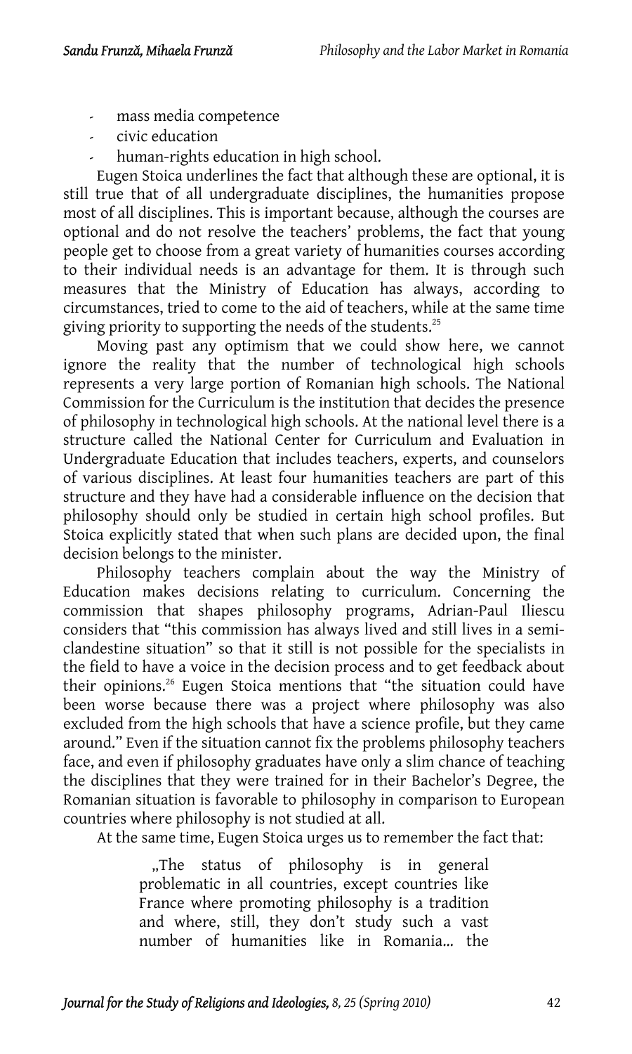- mass media competence
- civic education
- human-rights education in high school.

Eugen Stoica underlines the fact that although these are optional, it is still true that of all undergraduate disciplines, the humanities propose most of all disciplines. This is important because, although the courses are optional and do not resolve the teachers' problems, the fact that young people get to choose from a great variety of humanities courses according to their individual needs is an advantage for them. It is through such measures that the Ministry of Education has always, according to circumstances, tried to come to the aid of teachers, while at the same time giving priority to supporting the needs of the students.[25]

Moving past any optimism that we could show here, we cannot ignore the reality that the number of technological high schools represents a very large portion of Romanian high schools. The National Commission for the Curriculum is the institution that decides the presence of philosophy in technological high schools. At the national level there is a structure called the National Center for Curriculum and Evaluation in Undergraduate Education that includes teachers, experts, and counselors of various disciplines. At least four humanities teachers are part of this structure and they have had a considerable influence on the decision that philosophy should only be studied in certain high school profiles. But Stoica explicitly stated that when such plans are decided upon, the final decision belongs to the minister.

Philosophy teachers complain about the way the Ministry of Education makes decisions relating to curriculum. Concerning the commission that shapes philosophy programs, Adrian-Paul Iliescu considers that "this commission has always lived and still lives in a semi-clandestine situation" so that it still is not possible for the specialists in the field to have a voice in the decision process and to get feedback about their opinions.[26] Eugen Stoica mentions that "the situation could have been worse because there was a project where philosophy was also excluded from the high schools that have a science profile, but they came around." Even if the situation cannot fix the problems philosophy teachers face, and even if philosophy graduates have only a slim chance of teaching the disciplines that they were trained for in their Bachelor's Degree, the Romanian situation is favorable to philosophy in comparison to European countries where philosophy is not studied at all.

At the same time, Eugen Stoica urges us to remember the fact that:

> „The status of philosophy is in general problematic in all countries, except countries like France where promoting philosophy is a tradition and where, still, they don't study such a vast number of humanities like in Romania... the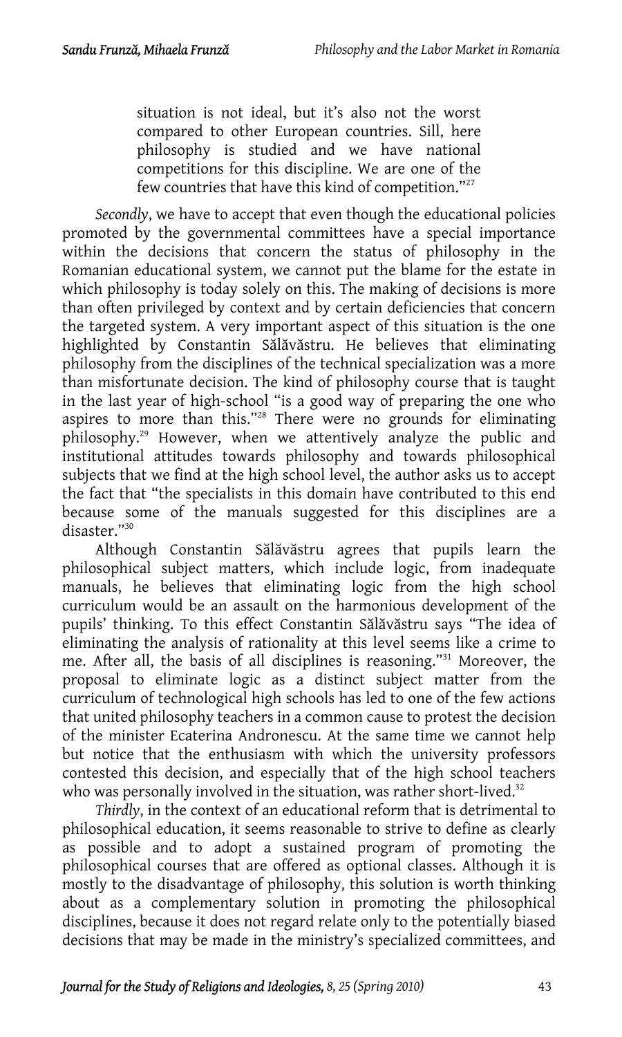> situation is not ideal, but it's also not the worst compared to other European countries. Sill, here philosophy is studied and we have national competitions for this discipline. We are one of the few countries that have this kind of competition."[27]

*Secondly*, we have to accept that even though the educational policies promoted by the governmental committees have a special importance within the decisions that concern the status of philosophy in the Romanian educational system, we cannot put the blame for the estate in which philosophy is today solely on this. The making of decisions is more than often privileged by context and by certain deficiencies that concern the targeted system. A very important aspect of this situation is the one highlighted by Constantin Sălăvăstru. He believes that eliminating philosophy from the disciplines of the technical specialization was a more than misfortunate decision. The kind of philosophy course that is taught in the last year of high-school "is a good way of preparing the one who aspires to more than this."[28] There were no grounds for eliminating philosophy.[29] However, when we attentively analyze the public and institutional attitudes towards philosophy and towards philosophical subjects that we find at the high school level, the author asks us to accept the fact that "the specialists in this domain have contributed to this end because some of the manuals suggested for this disciplines are a disaster."[30]

Although Constantin Sălăvăstru agrees that pupils learn the philosophical subject matters, which include logic, from inadequate manuals, he believes that eliminating logic from the high school curriculum would be an assault on the harmonious development of the pupils' thinking. To this effect Constantin Sălăvăstru says "The idea of eliminating the analysis of rationality at this level seems like a crime to me. After all, the basis of all disciplines is reasoning."[31] Moreover, the proposal to eliminate logic as a distinct subject matter from the curriculum of technological high schools has led to one of the few actions that united philosophy teachers in a common cause to protest the decision of the minister Ecaterina Andronescu. At the same time we cannot help but notice that the enthusiasm with which the university professors contested this decision, and especially that of the high school teachers who was personally involved in the situation, was rather short-lived.[32]

*Thirdly*, in the context of an educational reform that is detrimental to philosophical education, it seems reasonable to strive to define as clearly as possible and to adopt a sustained program of promoting the philosophical courses that are offered as optional classes. Although it is mostly to the disadvantage of philosophy, this solution is worth thinking about as a complementary solution in promoting the philosophical disciplines, because it does not regard relate only to the potentially biased decisions that may be made in the ministry's specialized committees, and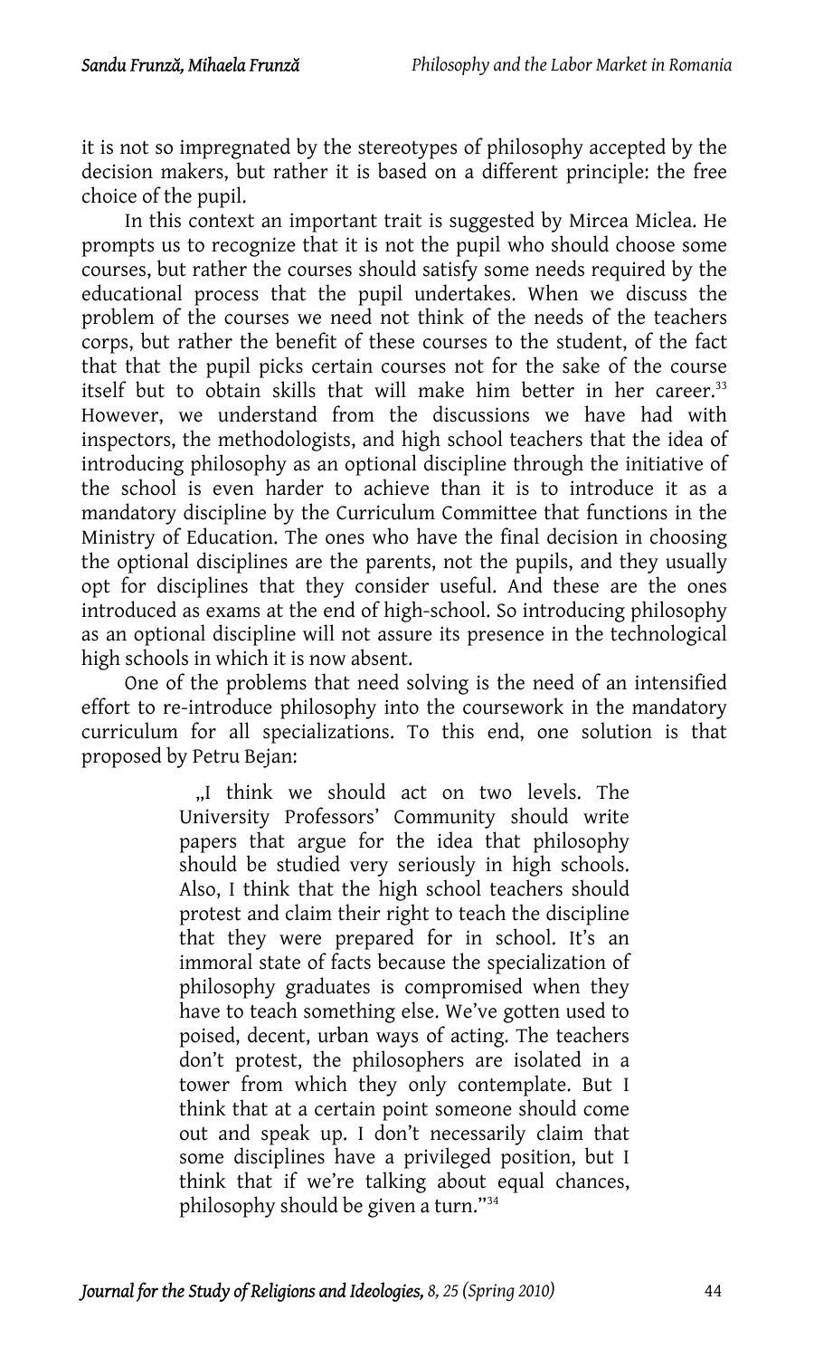it is not so impregnated by the stereotypes of philosophy accepted by the decision makers, but rather it is based on a different principle: the free choice of the pupil.

In this context an important trait is suggested by Mircea Miclea. He prompts us to recognize that it is not the pupil who should choose some courses, but rather the courses should satisfy some needs required by the educational process that the pupil undertakes. When we discuss the problem of the courses we need not think of the needs of the teachers corps, but rather the benefit of these courses to the student, of the fact that that the pupil picks certain courses not for the sake of the course itself but to obtain skills that will make him better in her career.[33] However, we understand from the discussions we have had with inspectors, the methodologists, and high school teachers that the idea of introducing philosophy as an optional discipline through the initiative of the school is even harder to achieve than it is to introduce it as a mandatory discipline by the Curriculum Committee that functions in the Ministry of Education. The ones who have the final decision in choosing the optional disciplines are the parents, not the pupils, and they usually opt for disciplines that they consider useful. And these are the ones introduced as exams at the end of high-school. So introducing philosophy as an optional discipline will not assure its presence in the technological high schools in which it is now absent.

One of the problems that need solving is the need of an intensified effort to re-introduce philosophy into the coursework in the mandatory curriculum for all specializations. To this end, one solution is that proposed by Petru Bejan:

> „I think we should act on two levels. The University Professors' Community should write papers that argue for the idea that philosophy should be studied very seriously in high schools. Also, I think that the high school teachers should protest and claim their right to teach the discipline that they were prepared for in school. It's an immoral state of facts because the specialization of philosophy graduates is compromised when they have to teach something else. We've gotten used to poised, decent, urban ways of acting. The teachers don't protest, the philosophers are isolated in a tower from which they only contemplate. But I think that at a certain point someone should come out and speak up. I don't necessarily claim that some disciplines have a privileged position, but I think that if we're talking about equal chances, philosophy should be given a turn."[34]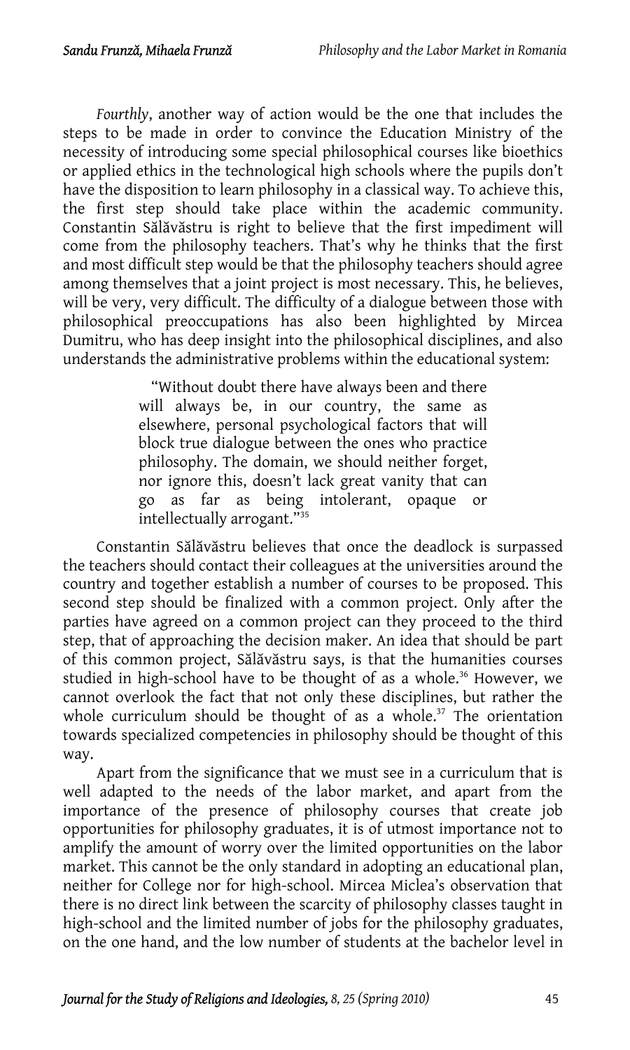*Fourthly*, another way of action would be the one that includes the steps to be made in order to convince the Education Ministry of the necessity of introducing some special philosophical courses like bioethics or applied ethics in the technological high schools where the pupils don't have the disposition to learn philosophy in a classical way. To achieve this, the first step should take place within the academic community. Constantin Sălăvăstru is right to believe that the first impediment will come from the philosophy teachers. That's why he thinks that the first and most difficult step would be that the philosophy teachers should agree among themselves that a joint project is most necessary. This, he believes, will be very, very difficult. The difficulty of a dialogue between those with philosophical preoccupations has also been highlighted by Mircea Dumitru, who has deep insight into the philosophical disciplines, and also understands the administrative problems within the educational system:

> "Without doubt there have always been and there will always be, in our country, the same as elsewhere, personal psychological factors that will block true dialogue between the ones who practice philosophy. The domain, we should neither forget, nor ignore this, doesn't lack great vanity that can go as far as being intolerant, opaque or intellectually arrogant."[35]

Constantin Sălăvăstru believes that once the deadlock is surpassed the teachers should contact their colleagues at the universities around the country and together establish a number of courses to be proposed. This second step should be finalized with a common project. Only after the parties have agreed on a common project can they proceed to the third step, that of approaching the decision maker. An idea that should be part of this common project, Sălăvăstru says, is that the humanities courses studied in high-school have to be thought of as a whole.[36] However, we cannot overlook the fact that not only these disciplines, but rather the whole curriculum should be thought of as a whole.[37] The orientation towards specialized competencies in philosophy should be thought of this way.

Apart from the significance that we must see in a curriculum that is well adapted to the needs of the labor market, and apart from the importance of the presence of philosophy courses that create job opportunities for philosophy graduates, it is of utmost importance not to amplify the amount of worry over the limited opportunities on the labor market. This cannot be the only standard in adopting an educational plan, neither for College nor for high-school. Mircea Miclea's observation that there is no direct link between the scarcity of philosophy classes taught in high-school and the limited number of jobs for the philosophy graduates, on the one hand, and the low number of students at the bachelor level in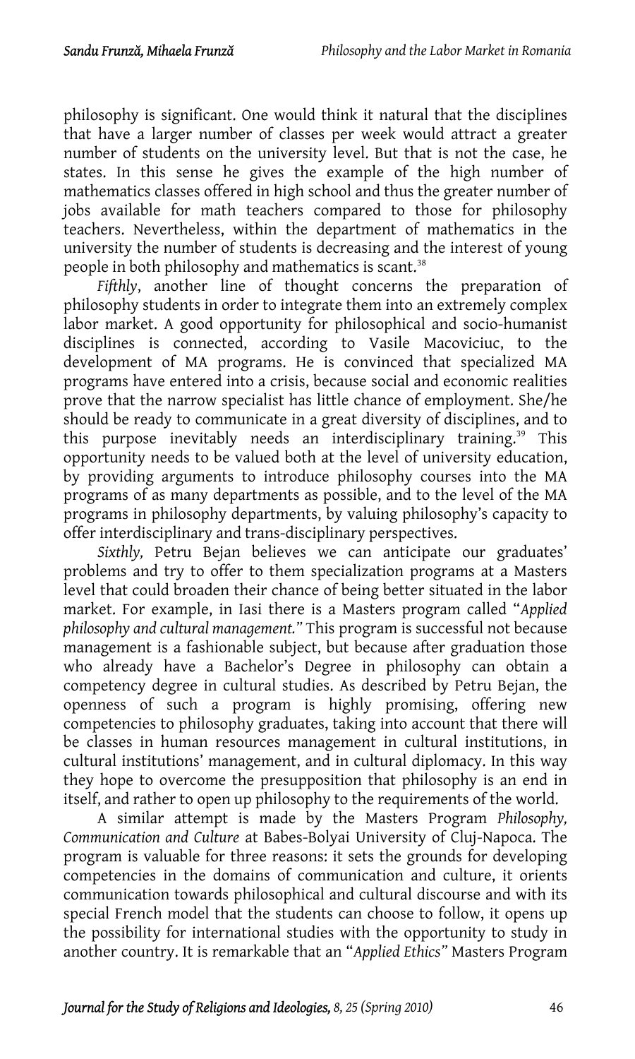philosophy is significant. One would think it natural that the disciplines that have a larger number of classes per week would attract a greater number of students on the university level. But that is not the case, he states. In this sense he gives the example of the high number of mathematics classes offered in high school and thus the greater number of jobs available for math teachers compared to those for philosophy teachers. Nevertheless, within the department of mathematics in the university the number of students is decreasing and the interest of young people in both philosophy and mathematics is scant.[38]

*Fifthly*, another line of thought concerns the preparation of philosophy students in order to integrate them into an extremely complex labor market. A good opportunity for philosophical and socio-humanist disciplines is connected, according to Vasile Macoviciuc, to the development of MA programs. He is convinced that specialized MA programs have entered into a crisis, because social and economic realities prove that the narrow specialist has little chance of employment. She/he should be ready to communicate in a great diversity of disciplines, and to this purpose inevitably needs an interdisciplinary training.[39] This opportunity needs to be valued both at the level of university education, by providing arguments to introduce philosophy courses into the MA programs of as many departments as possible, and to the level of the MA programs in philosophy departments, by valuing philosophy's capacity to offer interdisciplinary and trans-disciplinary perspectives.

*Sixthly,* Petru Bejan believes we can anticipate our graduates' problems and try to offer to them specialization programs at a Masters level that could broaden their chance of being better situated in the labor market. For example, in Iasi there is a Masters program called "*Applied philosophy and cultural management.*" This program is successful not because management is a fashionable subject, but because after graduation those who already have a Bachelor's Degree in philosophy can obtain a competency degree in cultural studies. As described by Petru Bejan, the openness of such a program is highly promising, offering new competencies to philosophy graduates, taking into account that there will be classes in human resources management in cultural institutions, in cultural institutions' management, and in cultural diplomacy. In this way they hope to overcome the presupposition that philosophy is an end in itself, and rather to open up philosophy to the requirements of the world.

A similar attempt is made by the Masters Program *Philosophy, Communication and Culture* at Babes-Bolyai University of Cluj-Napoca. The program is valuable for three reasons: it sets the grounds for developing competencies in the domains of communication and culture, it orients communication towards philosophical and cultural discourse and with its special French model that the students can choose to follow, it opens up the possibility for international studies with the opportunity to study in another country. It is remarkable that an "*Applied Ethics*" Masters Program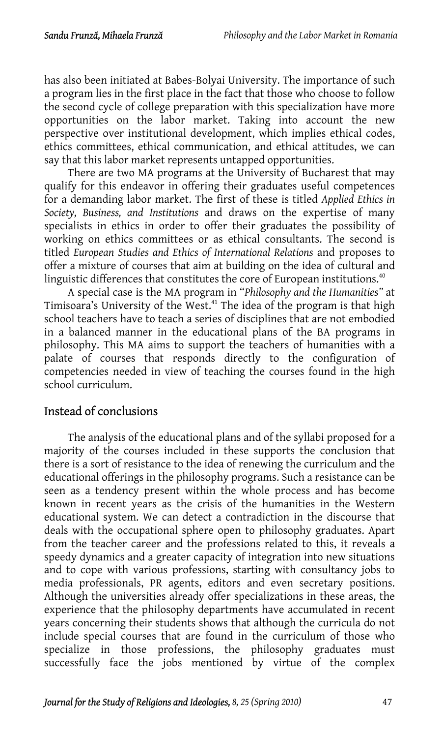has also been initiated at Babes-Bolyai University. The importance of such a program lies in the first place in the fact that those who choose to follow the second cycle of college preparation with this specialization have more opportunities on the labor market. Taking into account the new perspective over institutional development, which implies ethical codes, ethics committees, ethical communication, and ethical attitudes, we can say that this labor market represents untapped opportunities.

There are two MA programs at the University of Bucharest that may qualify for this endeavor in offering their graduates useful competences for a demanding labor market. The first of these is titled *Applied Ethics in Society, Business, and Institutions* and draws on the expertise of many specialists in ethics in order to offer their graduates the possibility of working on ethics committees or as ethical consultants. The second is titled *European Studies and Ethics of International Relations* and proposes to offer a mixture of courses that aim at building on the idea of cultural and linguistic differences that constitutes the core of European institutions.[40]

A special case is the MA program in "*Philosophy and the Humanities*" at Timisoara's University of the West.[41] The idea of the program is that high school teachers have to teach a series of disciplines that are not embodied in a balanced manner in the educational plans of the BA programs in philosophy. This MA aims to support the teachers of humanities with a palate of courses that responds directly to the configuration of competencies needed in view of teaching the courses found in the high school curriculum.

## Instead of conclusions

The analysis of the educational plans and of the syllabi proposed for a majority of the courses included in these supports the conclusion that there is a sort of resistance to the idea of renewing the curriculum and the educational offerings in the philosophy programs. Such a resistance can be seen as a tendency present within the whole process and has become known in recent years as the crisis of the humanities in the Western educational system. We can detect a contradiction in the discourse that deals with the occupational sphere open to philosophy graduates. Apart from the teacher career and the professions related to this, it reveals a speedy dynamics and a greater capacity of integration into new situations and to cope with various professions, starting with consultancy jobs to media professionals, PR agents, editors and even secretary positions. Although the universities already offer specializations in these areas, the experience that the philosophy departments have accumulated in recent years concerning their students shows that although the curricula do not include special courses that are found in the curriculum of those who specialize in those professions, the philosophy graduates must successfully face the jobs mentioned by virtue of the complex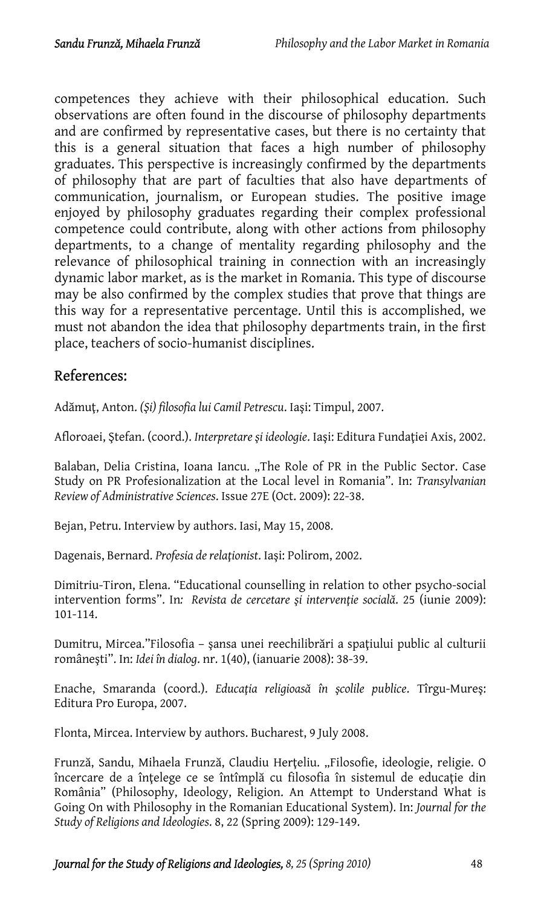competences they achieve with their philosophical education. Such observations are often found in the discourse of philosophy departments and are confirmed by representative cases, but there is no certainty that this is a general situation that faces a high number of philosophy graduates. This perspective is increasingly confirmed by the departments of philosophy that are part of faculties that also have departments of communication, journalism, or European studies. The positive image enjoyed by philosophy graduates regarding their complex professional competence could contribute, along with other actions from philosophy departments, to a change of mentality regarding philosophy and the relevance of philosophical training in connection with an increasingly dynamic labor market, as is the market in Romania. This type of discourse may be also confirmed by the complex studies that prove that things are this way for a representative percentage. Until this is accomplished, we must not abandon the idea that philosophy departments train, in the first place, teachers of socio-humanist disciplines.

## References:

Adămuţ, Anton. *(Şi) filosofia lui Camil Petrescu*. Iaşi: Timpul, 2007.

Afloroaei, Ştefan. (coord.). *Interpretare şi ideologie*. Iaşi: Editura Fundaţiei Axis, 2002.

Balaban, Delia Cristina, Ioana Iancu. „The Role of PR in the Public Sector. Case Study on PR Profesionalization at the Local level in Romania". In: *Transylvanian Review of Administrative Sciences*. Issue 27E (Oct. 2009): 22-38.

Bejan, Petru. Interview by authors. Iasi, May 15, 2008.

Dagenais, Bernard. *Profesia de relaţionist*. Iaşi: Polirom, 2002.

Dimitriu-Tiron, Elena. "Educational counselling in relation to other psycho-social intervention forms". In*: Revista de cercetare şi intervenţie socială*. 25 (iunie 2009): 101-114.

Dumitru, Mircea."Filosofia – şansa unei reechilibrări a spaţiului public al culturii româneşti". In: *Idei în dialog*. nr. 1(40), (ianuarie 2008): 38-39.

Enache, Smaranda (coord.). *Educaţia religioasă în şcolile publice*. Tîrgu-Mureş: Editura Pro Europa, 2007.

Flonta, Mircea. Interview by authors. Bucharest, 9 July 2008.

Frunză, Sandu, Mihaela Frunză, Claudiu Herţeliu. „Filosofie, ideologie, religie. O încercare de a înţelege ce se întîmplă cu filosofia în sistemul de educaţie din România" (Philosophy, Ideology, Religion. An Attempt to Understand What is Going On with Philosophy in the Romanian Educational System). In: *Journal for the Study of Religions and Ideologies*. 8, 22 (Spring 2009): 129-149.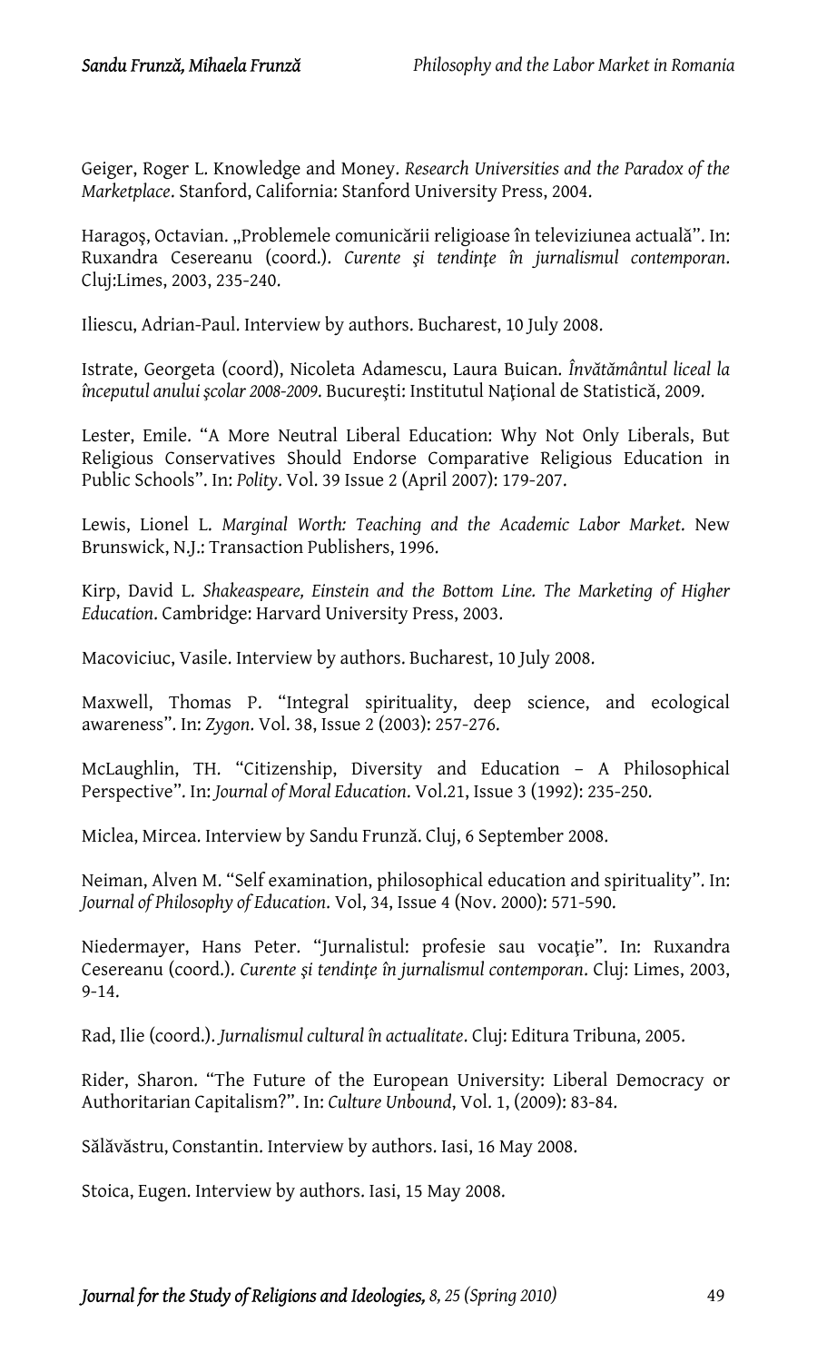Geiger, Roger L. Knowledge and Money. *Research Universities and the Paradox of the Marketplace*. Stanford, California: Stanford University Press, 2004.

Haragoş, Octavian. „Problemele comunicării religioase în televiziunea actuală". In: Ruxandra Cesereanu (coord.). *Curente şi tendinţe în jurnalismul contemporan*. Cluj:Limes, 2003, 235-240.

Iliescu, Adrian-Paul. Interview by authors. Bucharest, 10 July 2008.

Istrate, Georgeta (coord), Nicoleta Adamescu, Laura Buican. *Învătământul liceal la începutul anului şcolar 2008-2009*. Bucureşti: Institutul Naţional de Statistică, 2009.

Lester, Emile. "A More Neutral Liberal Education: Why Not Only Liberals, But Religious Conservatives Should Endorse Comparative Religious Education in Public Schools". In: *Polity*. Vol. 39 Issue 2 (April 2007): 179-207.

Lewis, Lionel L. *Marginal Worth: Teaching and the Academic Labor Market*. New Brunswick, N.J.: Transaction Publishers, 1996.

Kirp, David L. *Shakeaspeare, Einstein and the Bottom Line. The Marketing of Higher Education*. Cambridge: Harvard University Press, 2003.

Macoviciuc, Vasile. Interview by authors. Bucharest, 10 July 2008.

Maxwell, Thomas P. "Integral spirituality, deep science, and ecological awareness". In: *Zygon*. Vol. 38, Issue 2 (2003): 257-276.

McLaughlin, TH. "Citizenship, Diversity and Education – A Philosophical Perspective". In: *Journal of Moral Education*. Vol.21, Issue 3 (1992): 235-250.

Miclea, Mircea. Interview by Sandu Frunză. Cluj, 6 September 2008.

Neiman, Alven M. "Self examination, philosophical education and spirituality". In: *Journal of Philosophy of Education*. Vol, 34, Issue 4 (Nov. 2000): 571-590.

Niedermayer, Hans Peter. "Jurnalistul: profesie sau vocaţie". In: Ruxandra Cesereanu (coord.). *Curente şi tendinţe în jurnalismul contemporan*. Cluj: Limes, 2003, 9-14.

Rad, Ilie (coord.). *Jurnalismul cultural în actualitate*. Cluj: Editura Tribuna, 2005.

Rider, Sharon. "The Future of the European University: Liberal Democracy or Authoritarian Capitalism?". In: *Culture Unbound*, Vol. 1, (2009): 83-84.

Sălăvăstru, Constantin. Interview by authors. Iasi, 16 May 2008.

Stoica, Eugen. Interview by authors. Iasi, 15 May 2008.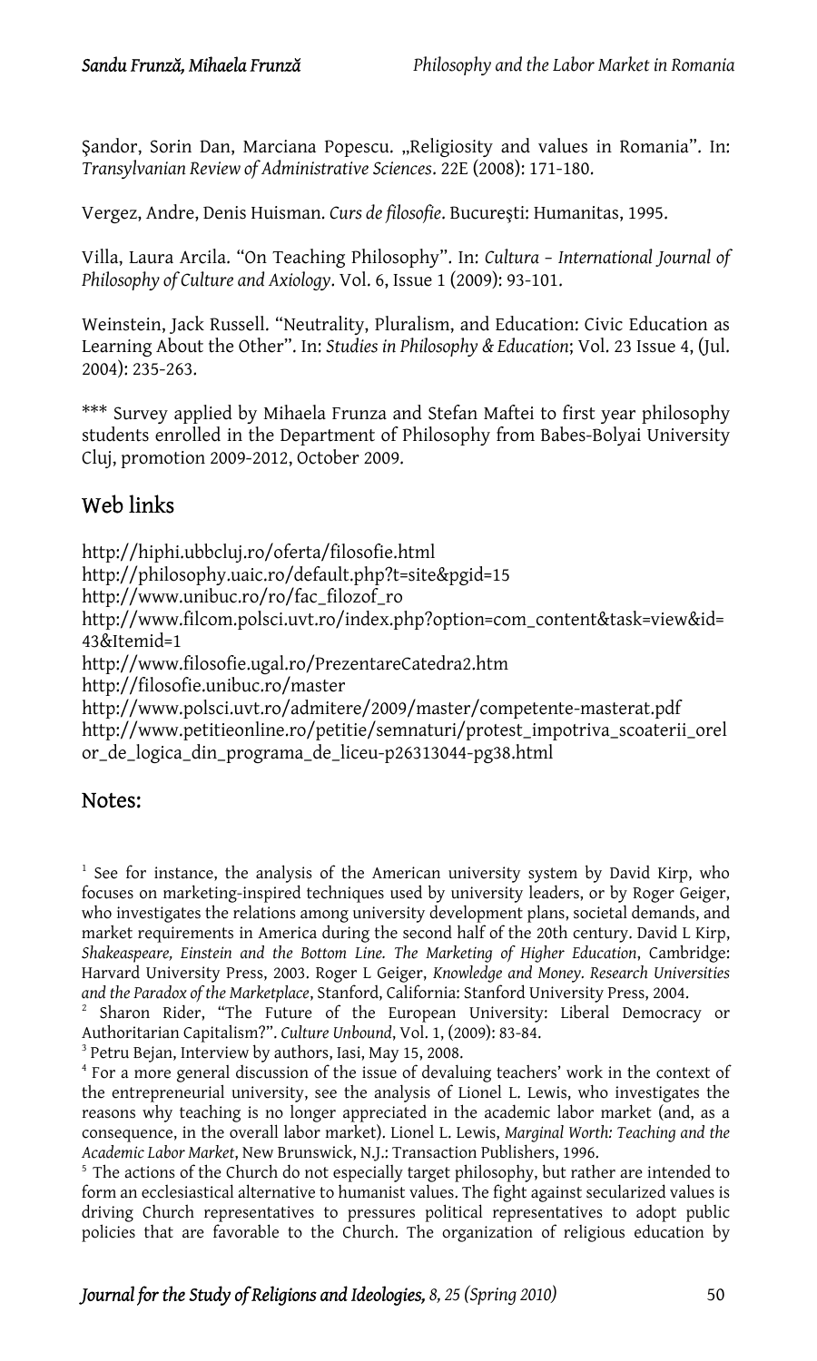Şandor, Sorin Dan, Marciana Popescu. „Religiosity and values in Romania". In: *Transylvanian Review of Administrative Sciences*. 22E (2008): 171-180.

Vergez, Andre, Denis Huisman. *Curs de filosofie*. Bucureşti: Humanitas, 1995.

Villa, Laura Arcila. "On Teaching Philosophy". In: *Cultura – International Journal of Philosophy of Culture and Axiology*. Vol. 6, Issue 1 (2009): 93-101.

Weinstein, Jack Russell. "Neutrality, Pluralism, and Education: Civic Education as Learning About the Other". In: *Studies in Philosophy & Education*; Vol. 23 Issue 4, (Jul. 2004): 235-263.

*** Survey applied by Mihaela Frunza and Stefan Maftei to first year philosophy students enrolled in the Department of Philosophy from Babes-Bolyai University Cluj, promotion 2009-2012, October 2009.

## Web links

http://hiphi.ubbcluj.ro/oferta/filosofie.html
http://philosophy.uaic.ro/default.php?t=site&pgid=15
http://www.unibuc.ro/ro/fac_filozof_ro
http://www.filcom.polsci.uvt.ro/index.php?option=com_content&task=view&id=43&Itemid=1
http://www.filosofie.ugal.ro/PrezentareCatedra2.htm
http://filosofie.unibuc.ro/master
http://www.polsci.uvt.ro/admitere/2009/master/competente-masterat.pdf
http://www.petitieonline.ro/petitie/semnaturi/protest_impotriva_scoaterii_orelor_de_logica_din_programa_de_liceu-p26313044-pg38.html

## Notes:

[1] See for instance, the analysis of the American university system by David Kirp, who focuses on marketing-inspired techniques used by university leaders, or by Roger Geiger, who investigates the relations among university development plans, societal demands, and market requirements in America during the second half of the 20th century. David L Kirp, *Shakeaspeare, Einstein and the Bottom Line. The Marketing of Higher Education*, Cambridge: Harvard University Press, 2003. Roger L Geiger, *Knowledge and Money. Research Universities and the Paradox of the Marketplace*, Stanford, California: Stanford University Press, 2004.

[2] Sharon Rider, "The Future of the European University: Liberal Democracy or Authoritarian Capitalism?". *Culture Unbound*, Vol. 1, (2009): 83-84.

[3] Petru Bejan, Interview by authors, Iasi, May 15, 2008.

[4] For a more general discussion of the issue of devaluing teachers' work in the context of the entrepreneurial university, see the analysis of Lionel L. Lewis, who investigates the reasons why teaching is no longer appreciated in the academic labor market (and, as a consequence, in the overall labor market). Lionel L. Lewis, *Marginal Worth: Teaching and the Academic Labor Market*, New Brunswick, N.J.: Transaction Publishers, 1996.

[5] The actions of the Church do not especially target philosophy, but rather are intended to form an ecclesiastical alternative to humanist values. The fight against secularized values is driving Church representatives to pressures political representatives to adopt public policies that are favorable to the Church. The organization of religious education by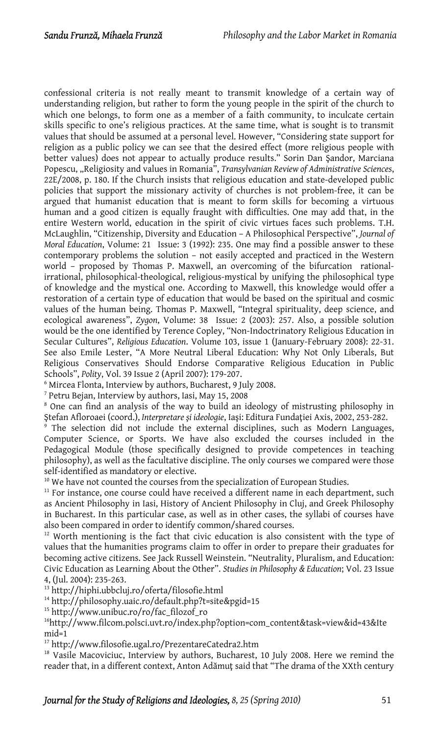confessional criteria is not really meant to transmit knowledge of a certain way of understanding religion, but rather to form the young people in the spirit of the church to which one belongs, to form one as a member of a faith community, to inculcate certain skills specific to one's religious practices. At the same time, what is sought is to transmit values that should be assumed at a personal level. However, "Considering state support for religion as a public policy we can see that the desired effect (more religious people with better values) does not appear to actually produce results." Sorin Dan Şandor, Marciana Popescu, „Religiosity and values in Romania", *Transylvanian Review of Administrative Sciences*, 22E/2008, p. 180. If the Church insists that religious education and state-developed public policies that support the missionary activity of churches is not problem-free, it can be argued that humanist education that is meant to form skills for becoming a virtuous human and a good citizen is equally fraught with difficulties. One may add that, in the entire Western world, education in the spirit of civic virtues faces such problems. T.H. McLaughlin, "Citizenship, Diversity and Education – A Philosophical Perspective", *Journal of Moral Education*, Volume: 21 Issue: 3 (1992): 235. One may find a possible answer to these contemporary problems the solution – not easily accepted and practiced in the Western world – proposed by Thomas P. Maxwell, an overcoming of the bifurcation rational-irrational, philosophical-theological, religious-mystical by unifying the philosophical type of knowledge and the mystical one. According to Maxwell, this knowledge would offer a restoration of a certain type of education that would be based on the spiritual and cosmic values of the human being. Thomas P. Maxwell, "Integral spirituality, deep science, and ecological awareness", *Zygon*, Volume: 38 Issue: 2 (2003): 257. Also, a possible solution would be the one identified by Terence Copley, "Non-Indoctrinatory Religious Education in Secular Cultures", *Religious Education*. Volume 103, issue 1 (January-February 2008): 22-31. See also Emile Lester, "A More Neutral Liberal Education: Why Not Only Liberals, But Religious Conservatives Should Endorse Comparative Religious Education in Public Schools", *Polity*, Vol. 39 Issue 2 (April 2007): 179-207.

[6] Mircea Flonta, Interview by authors, Bucharest, 9 July 2008.

[7] Petru Bejan, Interview by authors, Iasi, May 15, 2008

[8] One can find an analysis of the way to build an ideology of mistrusting philosophy in Ştefan Afloroaei (coord.), *Interpretare şi ideologie*, Iaşi: Editura Fundaţiei Axis, 2002, 253-282.

[9] The selection did not include the external disciplines, such as Modern Languages, Computer Science, or Sports. We have also excluded the courses included in the Pedagogical Module (those specifically designed to provide competences in teaching philosophy), as well as the facultative discipline. The only courses we compared were those self-identified as mandatory or elective.

[10] We have not counted the courses from the specialization of European Studies.

[11] For instance, one course could have received a different name in each department, such as Ancient Philosophy in Iasi, History of Ancient Philosophy in Cluj, and Greek Philosophy in Bucharest. In this particular case, as well as in other cases, the syllabi of courses have also been compared in order to identify common/shared courses.

[12] Worth mentioning is the fact that civic education is also consistent with the type of values that the humanities programs claim to offer in order to prepare their graduates for becoming active citizens. See Jack Russell Weinstein. "Neutrality, Pluralism, and Education: Civic Education as Learning About the Other". *Studies in Philosophy & Education*; Vol. 23 Issue 4, (Jul. 2004): 235-263.

[13] http://hiphi.ubbcluj.ro/oferta/filosofie.html

[14] http://philosophy.uaic.ro/default.php?t=site&pgid=15

[15] http://www.unibuc.ro/ro/fac_filozof_ro

[16] http://www.filcom.polsci.uvt.ro/index.php?option=com_content&task=view&id=43&Itemid=1

[17] http://www.filosofie.ugal.ro/PrezentareCatedra2.htm

[18] Vasile Macoviciuc, Interview by authors, Bucharest, 10 July 2008. Here we remind the reader that, in a different context, Anton Adămuţ said that "The drama of the XXth century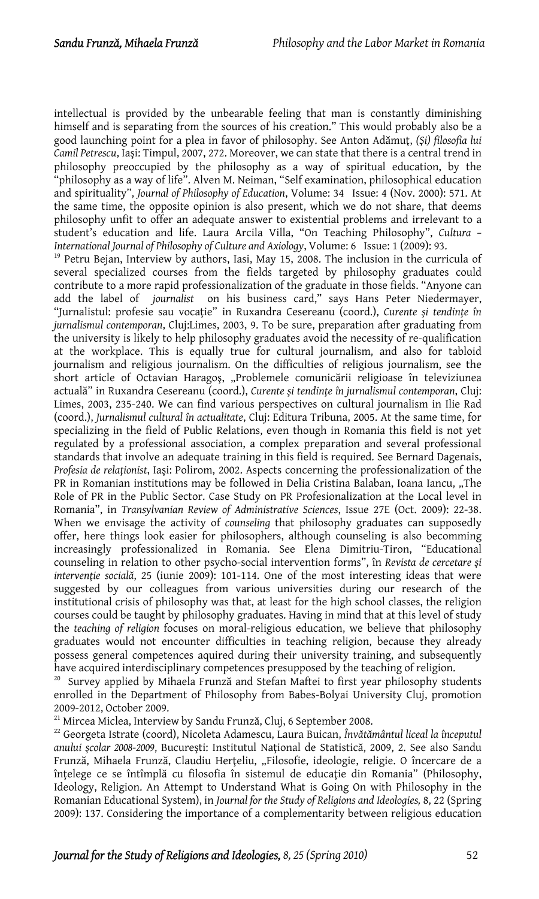intellectual is provided by the unbearable feeling that man is constantly diminishing himself and is separating from the sources of his creation." This would probably also be a good launching point for a plea in favor of philosophy. See Anton Adămuţ, *(Şi) filosofia lui Camil Petrescu*, Iaşi: Timpul, 2007, 272. Moreover, we can state that there is a central trend in philosophy preoccupied by the philosophy as a way of spiritual education, by the "philosophy as a way of life". Alven M. Neiman, "Self examination, philosophical education and spirituality", *Journal of Philosophy of Education*, Volume: 34 Issue: 4 (Nov. 2000): 571. At the same time, the opposite opinion is also present, which we do not share, that deems philosophy unfit to offer an adequate answer to existential problems and irrelevant to a student's education and life. Laura Arcila Villa, "On Teaching Philosophy", *Cultura – International Journal of Philosophy of Culture and Axiology*, Volume: 6 Issue: 1 (2009): 93.

[19] Petru Bejan, Interview by authors, Iasi, May 15, 2008. The inclusion in the curricula of several specialized courses from the fields targeted by philosophy graduates could contribute to a more rapid professionalization of the graduate in those fields. "Anyone can add the label of *journalist* on his business card," says Hans Peter Niedermayer, "Jurnalistul: profesie sau vocaţie" in Ruxandra Cesereanu (coord.), *Curente şi tendinţe în jurnalismul contemporan*, Cluj:Limes, 2003, 9. To be sure, preparation after graduating from the university is likely to help philosophy graduates avoid the necessity of re-qualification at the workplace. This is equally true for cultural journalism, and also for tabloid journalism and religious journalism. On the difficulties of religious journalism, see the short article of Octavian Haragoş, „Problemele comunicării religioase în televiziunea actuală" in Ruxandra Cesereanu (coord.), *Curente şi tendinţe în jurnalismul contemporan*, Cluj: Limes, 2003, 235-240. We can find various perspectives on cultural journalism in Ilie Rad (coord.), *Jurnalismul cultural în actualitate*, Cluj: Editura Tribuna, 2005. At the same time, for specializing in the field of Public Relations, even though in Romania this field is not yet regulated by a professional association, a complex preparation and several professional standards that involve an adequate training in this field is required. See Bernard Dagenais, *Profesia de relaţionist*, Iaşi: Polirom, 2002. Aspects concerning the professionalization of the PR in Romanian institutions may be followed in Delia Cristina Balaban, Ioana Iancu, „The Role of PR in the Public Sector. Case Study on PR Profesionalization at the Local level in Romania", in *Transylvanian Review of Administrative Sciences*, Issue 27E (Oct. 2009): 22-38. When we envisage the activity of *counseling* that philosophy graduates can supposedly offer, here things look easier for philosophers, although counseling is also becomming increasingly professionalized in Romania. See Elena Dimitriu-Tiron, "Educational counseling in relation to other psycho-social intervention forms", în *Revista de cercetare şi intervenţie socială*, 25 (iunie 2009): 101-114. One of the most interesting ideas that were suggested by our colleagues from various universities during our research of the institutional crisis of philosophy was that, at least for the high school classes, the religion courses could be taught by philosophy graduates. Having in mind that at this level of study the *teaching of religion* focuses on moral-religious education, we believe that philosophy graduates would not encounter difficulties in teaching religion, because they already possess general competences aquired during their university training, and subsequently have acquired interdisciplinary competences presupposed by the teaching of religion.

[20] Survey applied by Mihaela Frunză and Stefan Maftei to first year philosophy students enrolled in the Department of Philosophy from Babes-Bolyai University Cluj, promotion 2009-2012, October 2009.

[21] Mircea Miclea, Interview by Sandu Frunză, Cluj, 6 September 2008.

[22] Georgeta Istrate (coord), Nicoleta Adamescu, Laura Buican, *Învătămăntul liceal la începutul anului şcolar 2008-2009*, Bucureşti: Institutul Naţional de Statistică, 2009, 2. See also Sandu Frunză, Mihaela Frunză, Claudiu Herţeliu, „Filosofie, ideologie, religie. O încercare de a înţelege ce se întîmplă cu filosofia în sistemul de educaţie din Romania" (Philosophy, Ideology, Religion. An Attempt to Understand What is Going On with Philosophy in the Romanian Educational System), in *Journal for the Study of Religions and Ideologies,* 8, 22 (Spring 2009): 137. Considering the importance of a complementarity between religious education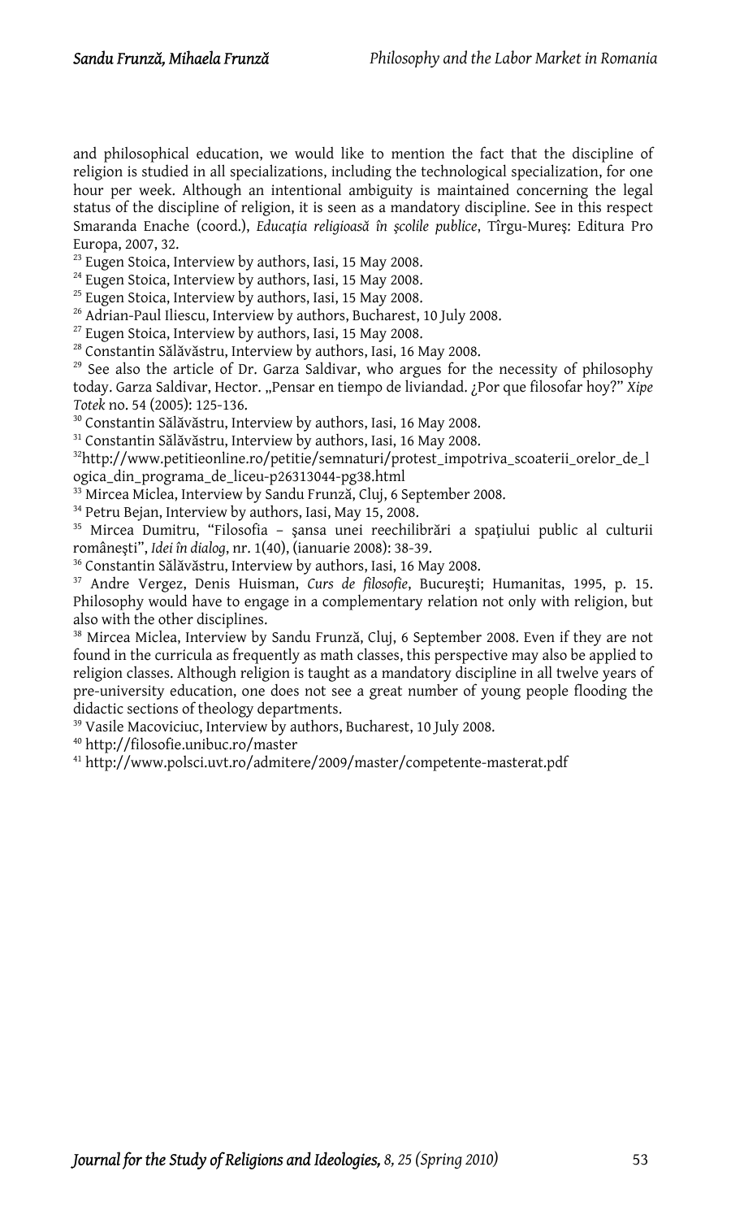and philosophical education, we would like to mention the fact that the discipline of religion is studied in all specializations, including the technological specialization, for one hour per week. Although an intentional ambiguity is maintained concerning the legal status of the discipline of religion, it is seen as a mandatory discipline. See in this respect Smaranda Enache (coord.), *Educația religioasă în școlile publice*, Tîrgu-Mureș: Editura Pro Europa, 2007, 32.

[23] Eugen Stoica, Interview by authors, Iasi, 15 May 2008.

[24] Eugen Stoica, Interview by authors, Iasi, 15 May 2008.

[25] Eugen Stoica, Interview by authors, Iasi, 15 May 2008.

[26] Adrian-Paul Iliescu, Interview by authors, Bucharest, 10 July 2008.

[27] Eugen Stoica, Interview by authors, Iasi, 15 May 2008.

[28] Constantin Sălăvăstru, Interview by authors, Iasi, 16 May 2008.

[29] See also the article of Dr. Garza Saldivar, who argues for the necessity of philosophy today. Garza Saldivar, Hector. „Pensar en tiempo de liviandad. ¿Por que filosofar hoy?" *Xipe Totek* no. 54 (2005): 125-136.

[30] Constantin Sălăvăstru, Interview by authors, Iasi, 16 May 2008.

[31] Constantin Sălăvăstru, Interview by authors, Iasi, 16 May 2008.

[32] http://www.petitieonline.ro/petitie/semnaturi/protest_impotriva_scoaterii_orelor_de_logica_din_programa_de_liceu-p26313044-pg38.html

[33] Mircea Miclea, Interview by Sandu Frunză, Cluj, 6 September 2008.

[34] Petru Bejan, Interview by authors, Iasi, May 15, 2008.

[35] Mircea Dumitru, "Filosofia – șansa unei reechilibrări a spațiului public al culturii românești", *Idei în dialog*, nr. 1(40), (ianuarie 2008): 38-39.

[36] Constantin Sălăvăstru, Interview by authors, Iasi, 16 May 2008.

[37] Andre Vergez, Denis Huisman, *Curs de filosofie*, București; Humanitas, 1995, p. 15. Philosophy would have to engage in a complementary relation not only with religion, but also with the other disciplines.

[38] Mircea Miclea, Interview by Sandu Frunză, Cluj, 6 September 2008. Even if they are not found in the curricula as frequently as math classes, this perspective may also be applied to religion classes. Although religion is taught as a mandatory discipline in all twelve years of pre-university education, one does not see a great number of young people flooding the didactic sections of theology departments.

[39] Vasile Macoviciuc, Interview by authors, Bucharest, 10 July 2008.

[40] http://filosofie.unibuc.ro/master

[41] http://www.polsci.uvt.ro/admitere/2009/master/competente-masterat.pdf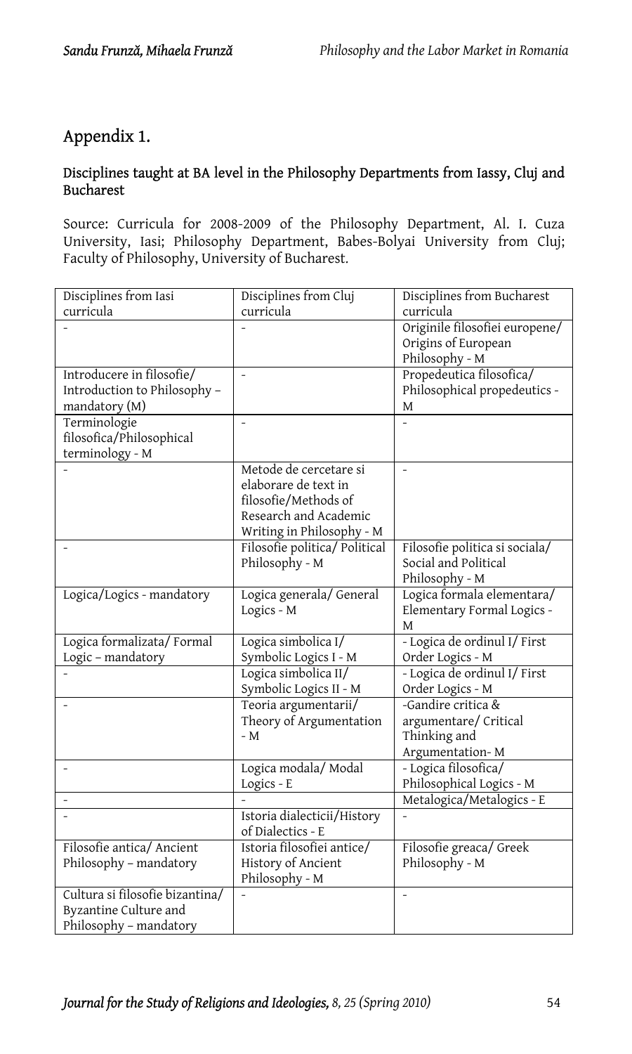## Appendix 1.

### Disciplines taught at BA level in the Philosophy Departments from Iassy, Cluj and Bucharest

Source: Curricula for 2008-2009 of the Philosophy Department, Al. I. Cuza University, Iasi; Philosophy Department, Babes-Bolyai University from Cluj; Faculty of Philosophy, University of Bucharest.

| Disciplines from Iasi curricula | Disciplines from Cluj curricula | Disciplines from Bucharest curricula |
|---|---|---|
| - | - | Originile filosofiei europene/ Origins of European Philosophy - M |
| Introducere in filosofie/ Introduction to Philosophy – mandatory (M) | - | Propedeutica filosofica/ Philosophical propedeutics - M |
| Terminologie filosofica/Philosophical terminology - M | - | - |
| - | Metode de cercetare si elaborare de text in filosofie/Methods of Research and Academic Writing in Philosophy - M | - |
| - | Filosofie politica/ Political Philosophy - M | Filosofie politica si sociala/ Social and Political Philosophy - M |
| Logica/Logics - mandatory | Logica generala/ General Logics - M | Logica formala elementara/ Elementary Formal Logics - M |
| Logica formalizata/ Formal Logic – mandatory | Logica simbolica I/ Symbolic Logics I - M | - Logica de ordinul I/ First Order Logics - M |
| - | Logica simbolica II/ Symbolic Logics II - M | - Logica de ordinul I/ First Order Logics - M |
| - | Teoria argumentarii/ Theory of Argumentation - M | -Gandire critica & argumentare/ Critical Thinking and Argumentation- M |
| - | Logica modala/ Modal Logics - E | - Logica filosofica/ Philosophical Logics - M |
| - | - | Metalogica/Metalogics - E |
| - | Istoria dialecticii/History of Dialectics - E | - |
| Filosofie antica/ Ancient Philosophy – mandatory | Istoria filosofiei antice/ History of Ancient Philosophy - M | Filosofie greaca/ Greek Philosophy - M |
| Cultura si filosofie bizantina/ Byzantine Culture and Philosophy – mandatory | - | - |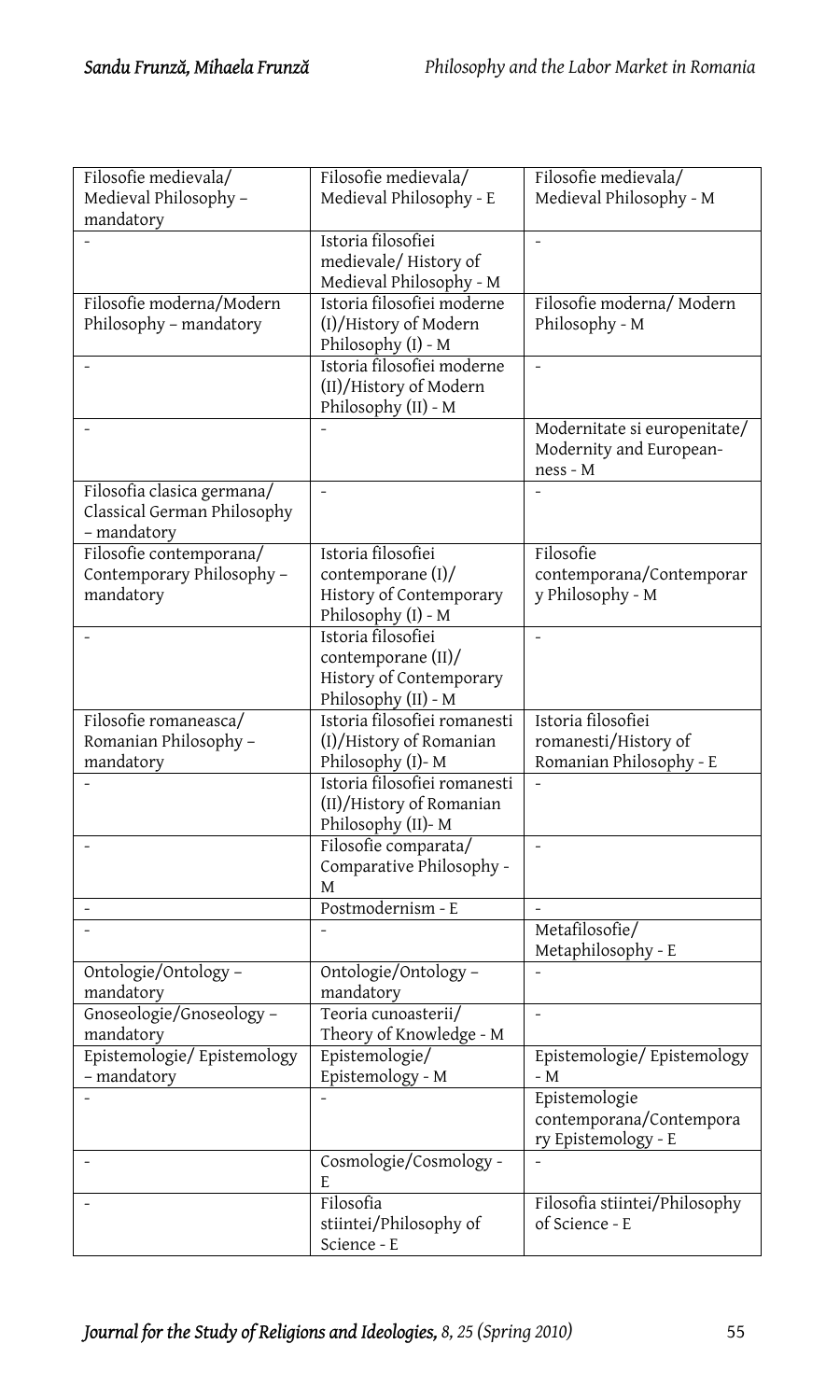| Filosofie medievala/ Medieval Philosophy – mandatory | Filosofie medievala/ Medieval Philosophy - E | Filosofie medievala/ Medieval Philosophy - M |
|---|---|---|
| - | Istoria filosofiei medievale/ History of Medieval Philosophy - M | - |
| Filosofie moderna/Modern Philosophy – mandatory | Istoria filosofiei moderne (I)/History of Modern Philosophy (I) - M | Filosofie moderna/ Modern Philosophy - M |
| - | Istoria filosofiei moderne (II)/History of Modern Philosophy (II) - M | - |
| - | - | Modernitate si europenitate/ Modernity and European-ness - M |
| Filosofia clasica germana/ Classical German Philosophy – mandatory | - | - |
| Filosofie contemporana/ Contemporary Philosophy – mandatory | Istoria filosofiei contemporane (I)/ History of Contemporary Philosophy (I) - M | Filosofie contemporana/Contemporary Philosophy - M |
| - | Istoria filosofiei contemporane (II)/ History of Contemporary Philosophy (II) - M | - |
| Filosofie romaneasca/ Romanian Philosophy – mandatory | Istoria filosofiei romanesti (I)/History of Romanian Philosophy (I)- M | Istoria filosofiei romanesti/History of Romanian Philosophy - E |
| - | Istoria filosofiei romanesti (II)/History of Romanian Philosophy (II)- M | - |
| - | Filosofie comparata/ Comparative Philosophy - M | - |
| - | Postmodernism - E | - |
| - | - | Metafilosofie/ Metaphilosophy - E |
| Ontologie/Ontology – mandatory | Ontologie/Ontology – mandatory | - |
| Gnoseologie/Gnoseology – mandatory | Teoria cunoasterii/ Theory of Knowledge - M | - |
| Epistemologie/ Epistemology – mandatory | Epistemologie/ Epistemology - M | Epistemologie/ Epistemology - M |
| - | - | Epistemologie contemporana/Contemporary Epistemology - E |
| - | Cosmologie/Cosmology - E | - |
| - | Filosofia stiintei/Philosophy of Science - E | Filosofia stiintei/Philosophy of Science - E |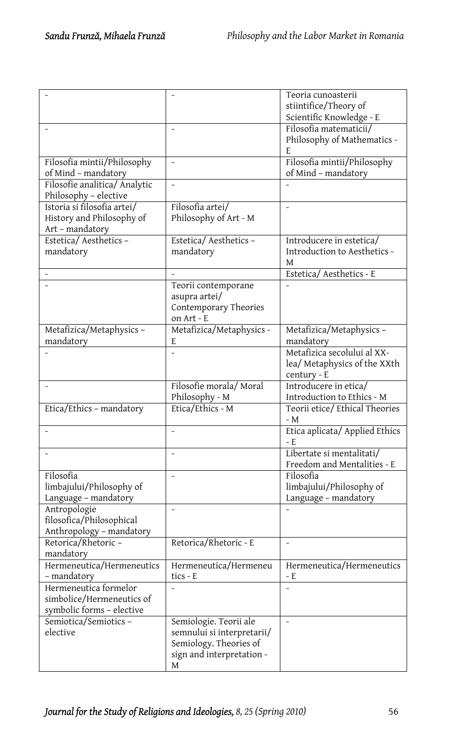| - | - | Teoria cunoasterii stiintifice/Theory of Scientific Knowledge - E |
|---|---|---|
| - | - | Filosofia matematicii/ Philosophy of Mathematics - E |
| Filosofia mintii/Philosophy of Mind – mandatory | - | Filosofia mintii/Philosophy of Mind – mandatory |
| Filosofie analitica/ Analytic Philosophy – elective | - | - |
| Istoria si filosofia artei/ History and Philosophy of Art – mandatory | Filosofia artei/ Philosophy of Art - M | - |
| Estetica/ Aesthetics – mandatory | Estetica/ Aesthetics – mandatory | Introducere in estetica/ Introduction to Aesthetics - M |
| - | - | Estetica/ Aesthetics - E |
| - | Teorii contemporane asupra artei/ Contemporary Theories on Art - E | - |
| Metafizica/Metaphysics – mandatory | Metafizica/Metaphysics - E | Metafizica/Metaphysics – mandatory |
| - | - | Metafizica secolului al XX-lea/ Metaphysics of the XXth century - E |
| - | Filosofie morala/ Moral Philosophy - M | Introducere in etica/ Introduction to Ethics - M |
| Etica/Ethics – mandatory | Etica/Ethics - M | Teorii etice/ Ethical Theories - M |
| - | - | Etica aplicata/ Applied Ethics - E |
| - | - | Libertate si mentalitati/ Freedom and Mentalities - E |
| Filosofia limbajului/Philosophy of Language – mandatory | - | Filosofia limbajului/Philosophy of Language – mandatory |
| Antropologie filosofica/Philosophical Anthropology – mandatory | - | - |
| Retorica/Rhetoric – mandatory | Retorica/Rhetoric - E | - |
| Hermeneutica/Hermeneutics – mandatory | Hermeneutica/Hermeneutics - E | Hermeneutica/Hermeneutics - E |
| Hermeneutica formelor simbolice/Hermeneutics of symbolic forms – elective | - | - |
| Semiotica/Semiotics – elective | Semiologie. Teorii ale semnului si interpretarii/ Semiology. Theories of sign and interpretation - M | - |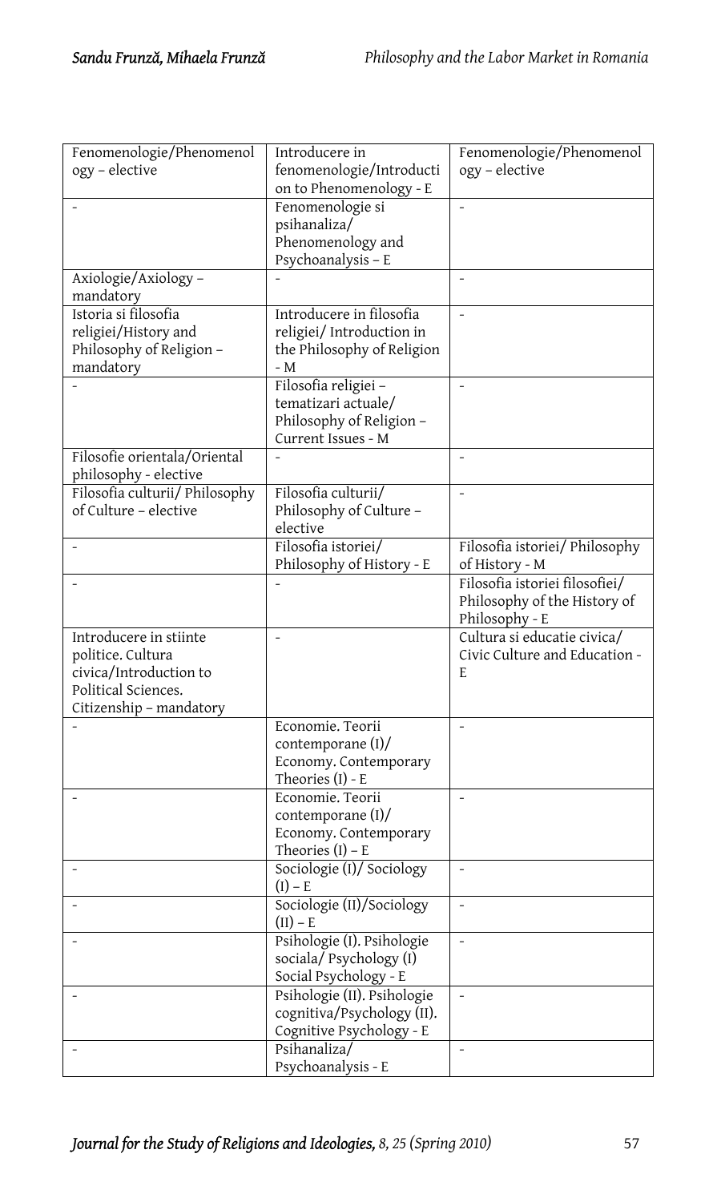| Fenomenologie/Phenomenology – elective | Introducere in fenomenologie/Introduction to Phenomenology - E | Fenomenologie/Phenomenology – elective |
|---|---|---|
| - | Fenomenologie si psihanaliza/ Phenomenology and Psychoanalysis – E | - |
| Axiologie/Axiology – mandatory | - | - |
| Istoria si filosofia religiei/History and Philosophy of Religion – mandatory | Introducere in filosofia religiei/ Introduction in the Philosophy of Religion - M | - |
| - | Filosofia religiei – tematizari actuale/ Philosophy of Religion – Current Issues - M | - |
| Filosofie orientala/Oriental philosophy - elective | - | - |
| Filosofia culturii/ Philosophy of Culture – elective | Filosofia culturii/ Philosophy of Culture – elective | - |
| - | Filosofia istoriei/ Philosophy of History - E | Filosofia istoriei/ Philosophy of History - M |
| - | - | Filosofia istoriei filosofiei/ Philosophy of the History of Philosophy - E |
| Introducere in stiinte politice. Cultura civica/Introduction to Political Sciences. Citizenship – mandatory | - | Cultura si educatie civica/ Civic Culture and Education - E |
| - | Economie. Teorii contemporane (I)/ Economy. Contemporary Theories (I) - E | - |
| - | Economie. Teorii contemporane (I)/ Economy. Contemporary Theories (I) – E | - |
| - | Sociologie (I)/ Sociology (I) – E | - |
| - | Sociologie (II)/Sociology (II) – E | - |
| - | Psihologie (I). Psihologie sociala/ Psychology (I) Social Psychology - E | - |
| - | Psihologie (II). Psihologie cognitiva/Psychology (II). Cognitive Psychology - E | - |
| - | Psihanaliza/ Psychoanalysis - E | - |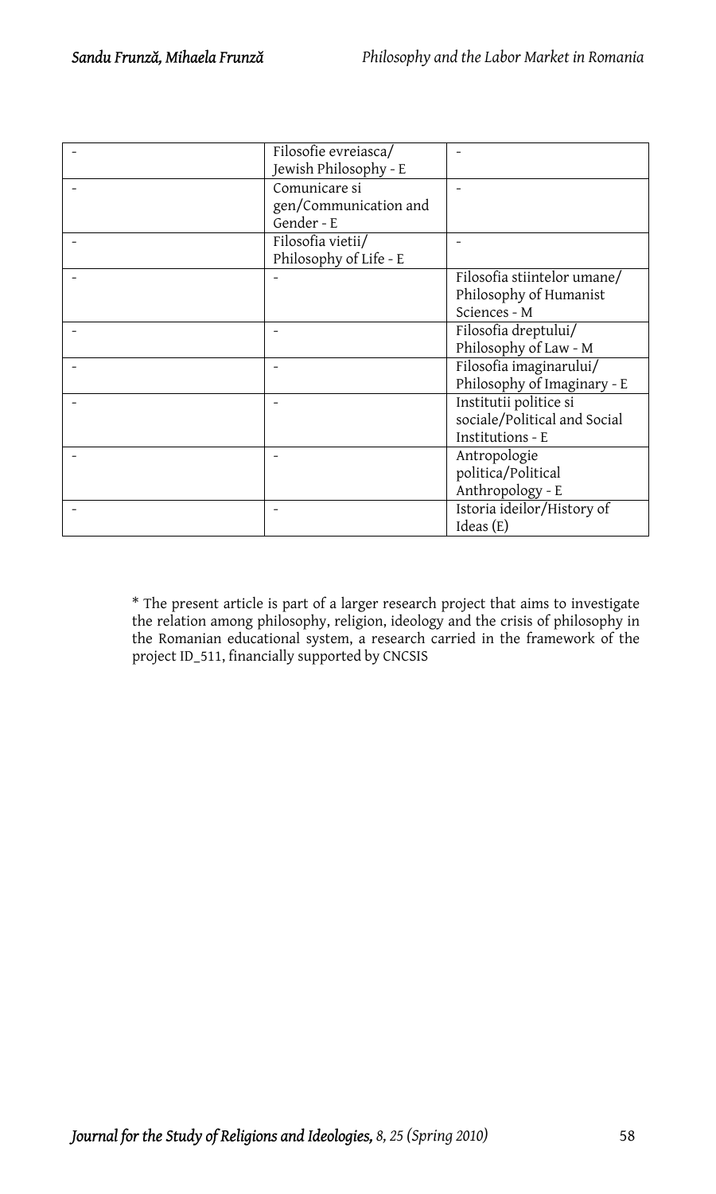| | | |
|---|---|---|
| - | Filosofie evreiasca/ Jewish Philosophy - E | - |
| - | Comunicare si gen/Communication and Gender - E | - |
| - | Filosofia vietii/ Philosophy of Life - E | - |
| - | - | Filosofia stiintelor umane/ Philosophy of Humanist Sciences - M |
| - | - | Filosofia dreptului/ Philosophy of Law - M |
| - | - | Filosofia imaginarului/ Philosophy of Imaginary - E |
| - | - | Institutii politice si sociale/Political and Social Institutions - E |
| - | - | Antropologie politica/Political Anthropology - E |
| - | - | Istoria ideilor/History of Ideas (E) |

* The present article is part of a larger research project that aims to investigate the relation among philosophy, religion, ideology and the crisis of philosophy in the Romanian educational system, a research carried in the framework of the project ID_511, financially supported by CNCSIS